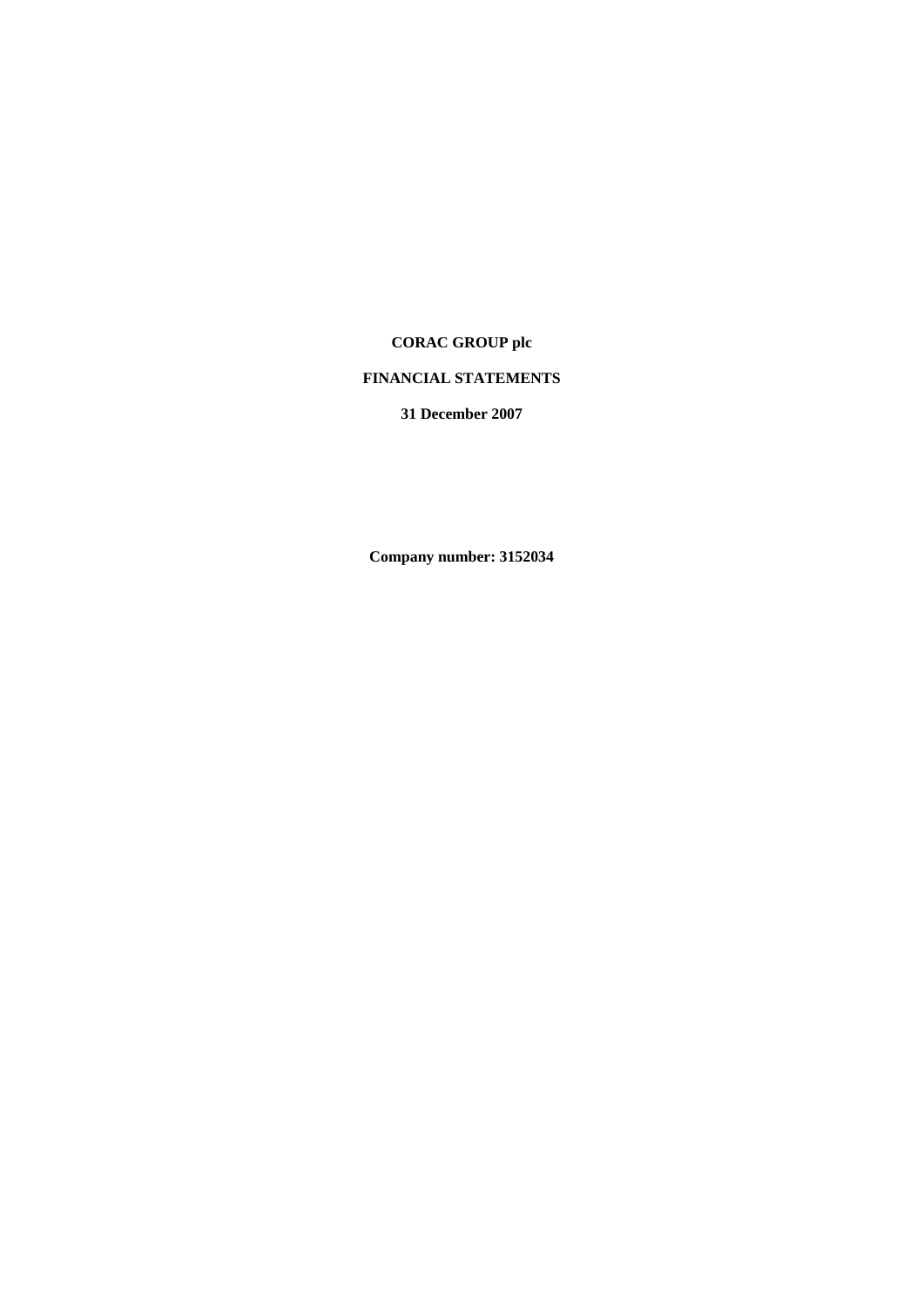**CORAC GROUP plc**

**FINANCIAL STATEMENTS**

**31 December 2007**

**Company number: 3152034**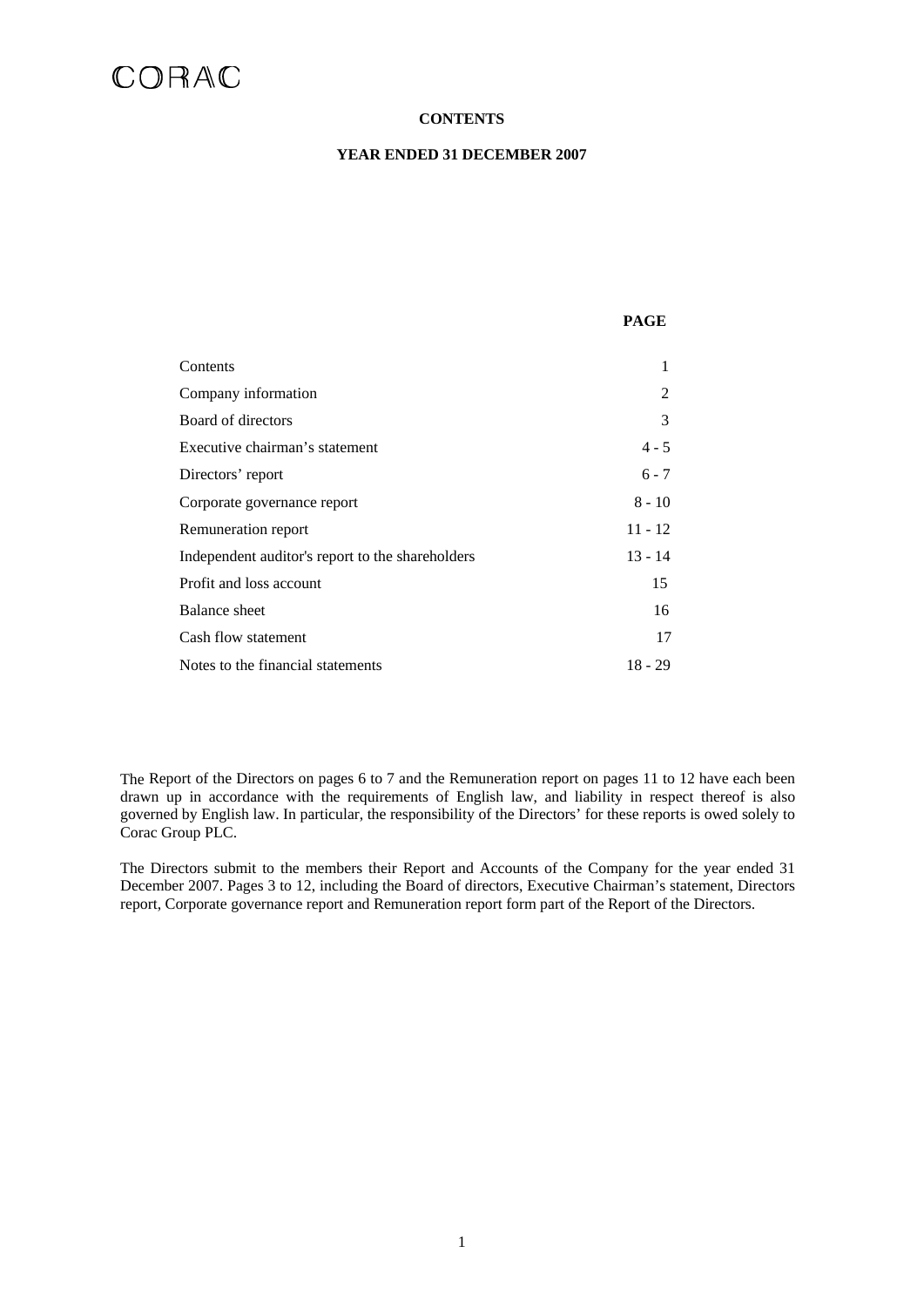CORAC

**CONTENTS**

**YEAR ENDED 31 DECEMBER 2007**

| | **PAGE** |
|---|---|
| Contents | 1 |
| Company information | 2 |
| Board of directors | 3 |
| Executive chairman's statement | 4 - 5 |
| Directors' report | 6 - 7 |
| Corporate governance report | 8 - 10 |
| Remuneration report | 11 - 12 |
| Independent auditor's report to the shareholders | 13 - 14 |
| Profit and loss account | 15 |
| Balance sheet | 16 |
| Cash flow statement | 17 |
| Notes to the financial statements | 18 - 29 |

The Report of the Directors on pages 6 to 7 and the Remuneration report on pages 11 to 12 have each been drawn up in accordance with the requirements of English law, and liability in respect thereof is also governed by English law. In particular, the responsibility of the Directors' for these reports is owed solely to Corac Group PLC.

The Directors submit to the members their Report and Accounts of the Company for the year ended 31 December 2007. Pages 3 to 12, including the Board of directors, Executive Chairman's statement, Directors report, Corporate governance report and Remuneration report form part of the Report of the Directors.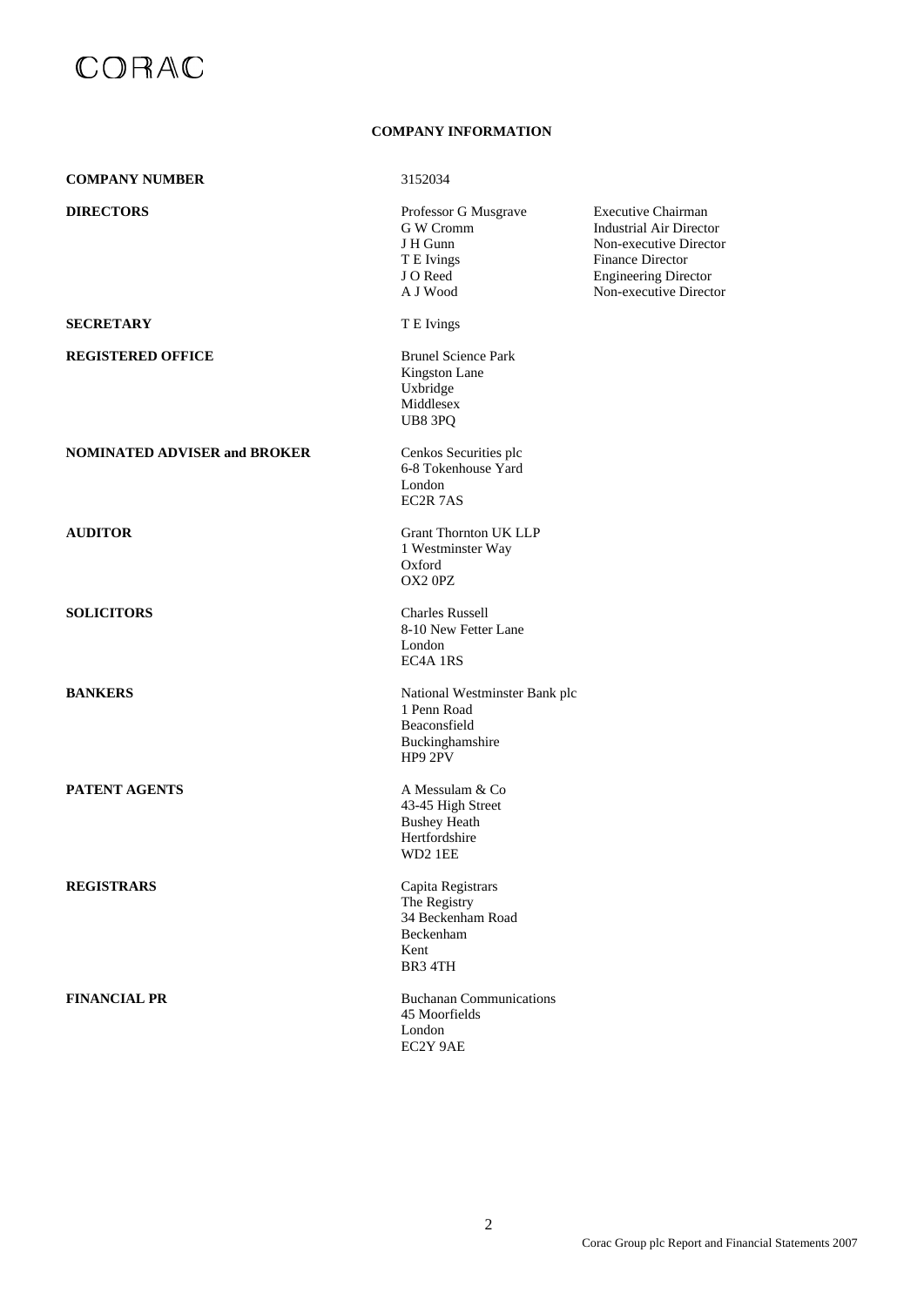CORAC

## COMPANY INFORMATION

**COMPANY NUMBER** 3152034

**DIRECTORS**

| | |
|---|---|
| Professor G Musgrave | Executive Chairman |
| G W Cromm | Industrial Air Director |
| J H Gunn | Non-executive Director |
| T E Ivings | Finance Director |
| J O Reed | Engineering Director |
| A J Wood | Non-executive Director |

**SECRETARY** T E Ivings

**REGISTERED OFFICE**
Brunel Science Park
Kingston Lane
Uxbridge
Middlesex
UB8 3PQ

**NOMINATED ADVISER and BROKER**
Cenkos Securities plc
6-8 Tokenhouse Yard
London
EC2R 7AS

**AUDITOR**
Grant Thornton UK LLP
1 Westminster Way
Oxford
OX2 0PZ

**SOLICITORS**
Charles Russell
8-10 New Fetter Lane
London
EC4A 1RS

**BANKERS**
National Westminster Bank plc
1 Penn Road
Beaconsfield
Buckinghamshire
HP9 2PV

**PATENT AGENTS**
A Messulam & Co
43-45 High Street
Bushey Heath
Hertfordshire
WD2 1EE

**REGISTRARS**
Capita Registrars
The Registry
34 Beckenham Road
Beckenham
Kent
BR3 4TH

**FINANCIAL PR**
Buchanan Communications
45 Moorfields
London
EC2Y 9AE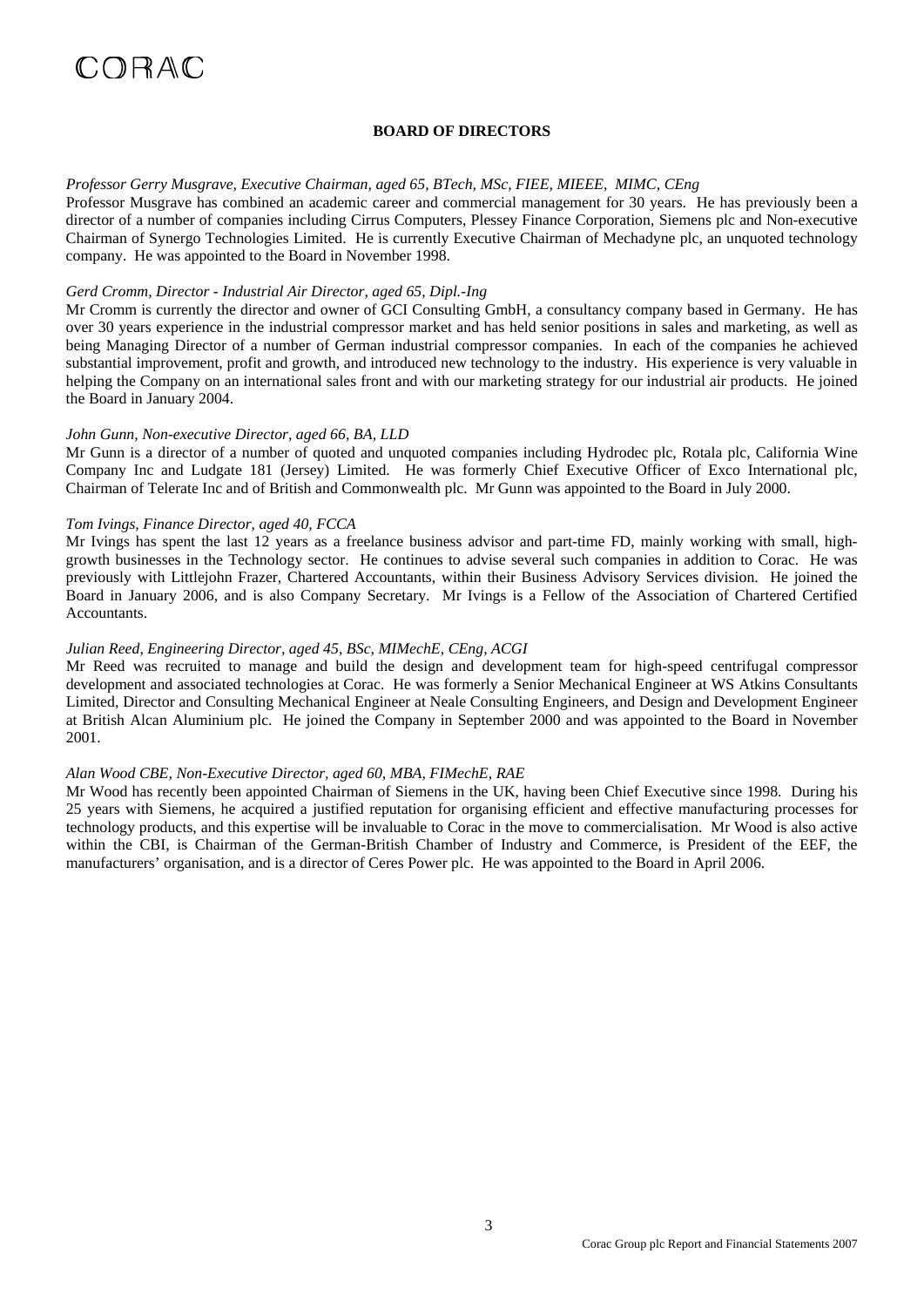# BOARD OF DIRECTORS

*Professor Gerry Musgrave, Executive Chairman, aged 65, BTech, MSc, FIEE, MIEEE, MIMC, CEng*

Professor Musgrave has combined an academic career and commercial management for 30 years. He has previously been a director of a number of companies including Cirrus Computers, Plessey Finance Corporation, Siemens plc and Non-executive Chairman of Synergo Technologies Limited. He is currently Executive Chairman of Mechadyne plc, an unquoted technology company. He was appointed to the Board in November 1998.

*Gerd Cromm, Director - Industrial Air Director, aged 65, Dipl.-Ing*

Mr Cromm is currently the director and owner of GCI Consulting GmbH, a consultancy company based in Germany. He has over 30 years experience in the industrial compressor market and has held senior positions in sales and marketing, as well as being Managing Director of a number of German industrial compressor companies. In each of the companies he achieved substantial improvement, profit and growth, and introduced new technology to the industry. His experience is very valuable in helping the Company on an international sales front and with our marketing strategy for our industrial air products. He joined the Board in January 2004.

*John Gunn, Non-executive Director, aged 66, BA, LLD*

Mr Gunn is a director of a number of quoted and unquoted companies including Hydrodec plc, Rotala plc, California Wine Company Inc and Ludgate 181 (Jersey) Limited. He was formerly Chief Executive Officer of Exco International plc, Chairman of Telerate Inc and of British and Commonwealth plc. Mr Gunn was appointed to the Board in July 2000.

*Tom Ivings, Finance Director, aged 40, FCCA*

Mr Ivings has spent the last 12 years as a freelance business advisor and part-time FD, mainly working with small, high-growth businesses in the Technology sector. He continues to advise several such companies in addition to Corac. He was previously with Littlejohn Frazer, Chartered Accountants, within their Business Advisory Services division. He joined the Board in January 2006, and is also Company Secretary. Mr Ivings is a Fellow of the Association of Chartered Certified Accountants.

*Julian Reed, Engineering Director, aged 45, BSc, MIMechE, CEng, ACGI*

Mr Reed was recruited to manage and build the design and development team for high-speed centrifugal compressor development and associated technologies at Corac. He was formerly a Senior Mechanical Engineer at WS Atkins Consultants Limited, Director and Consulting Mechanical Engineer at Neale Consulting Engineers, and Design and Development Engineer at British Alcan Aluminium plc. He joined the Company in September 2000 and was appointed to the Board in November 2001.

*Alan Wood CBE, Non-Executive Director, aged 60, MBA, FIMechE, RAE*

Mr Wood has recently been appointed Chairman of Siemens in the UK, having been Chief Executive since 1998. During his 25 years with Siemens, he acquired a justified reputation for organising efficient and effective manufacturing processes for technology products, and this expertise will be invaluable to Corac in the move to commercialisation. Mr Wood is also active within the CBI, is Chairman of the German-British Chamber of Industry and Commerce, is President of the EEF, the manufacturers' organisation, and is a director of Ceres Power plc. He was appointed to the Board in April 2006.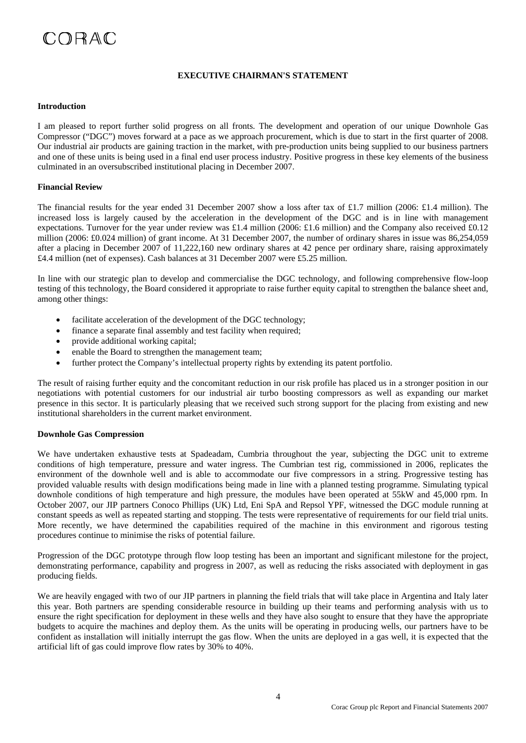# EXECUTIVE CHAIRMAN'S STATEMENT

## Introduction

I am pleased to report further solid progress on all fronts. The development and operation of our unique Downhole Gas Compressor ("DGC") moves forward at a pace as we approach procurement, which is due to start in the first quarter of 2008. Our industrial air products are gaining traction in the market, with pre-production units being supplied to our business partners and one of these units is being used in a final end user process industry. Positive progress in these key elements of the business culminated in an oversubscribed institutional placing in December 2007.

## Financial Review

The financial results for the year ended 31 December 2007 show a loss after tax of £1.7 million (2006: £1.4 million). The increased loss is largely caused by the acceleration in the development of the DGC and is in line with management expectations. Turnover for the year under review was £1.4 million (2006: £1.6 million) and the Company also received £0.12 million (2006: £0.024 million) of grant income. At 31 December 2007, the number of ordinary shares in issue was 86,254,059 after a placing in December 2007 of 11,222,160 new ordinary shares at 42 pence per ordinary share, raising approximately £4.4 million (net of expenses). Cash balances at 31 December 2007 were £5.25 million.

In line with our strategic plan to develop and commercialise the DGC technology, and following comprehensive flow-loop testing of this technology, the Board considered it appropriate to raise further equity capital to strengthen the balance sheet and, among other things:

- facilitate acceleration of the development of the DGC technology;
- finance a separate final assembly and test facility when required;
- provide additional working capital;
- enable the Board to strengthen the management team;
- further protect the Company's intellectual property rights by extending its patent portfolio.

The result of raising further equity and the concomitant reduction in our risk profile has placed us in a stronger position in our negotiations with potential customers for our industrial air turbo boosting compressors as well as expanding our market presence in this sector. It is particularly pleasing that we received such strong support for the placing from existing and new institutional shareholders in the current market environment.

## Downhole Gas Compression

We have undertaken exhaustive tests at Spadeadam, Cumbria throughout the year, subjecting the DGC unit to extreme conditions of high temperature, pressure and water ingress. The Cumbrian test rig, commissioned in 2006, replicates the environment of the downhole well and is able to accommodate our five compressors in a string. Progressive testing has provided valuable results with design modifications being made in line with a planned testing programme. Simulating typical downhole conditions of high temperature and high pressure, the modules have been operated at 55kW and 45,000 rpm. In October 2007, our JIP partners Conoco Phillips (UK) Ltd, Eni SpA and Repsol YPF, witnessed the DGC module running at constant speeds as well as repeated starting and stopping. The tests were representative of requirements for our field trial units. More recently, we have determined the capabilities required of the machine in this environment and rigorous testing procedures continue to minimise the risks of potential failure.

Progression of the DGC prototype through flow loop testing has been an important and significant milestone for the project, demonstrating performance, capability and progress in 2007, as well as reducing the risks associated with deployment in gas producing fields.

We are heavily engaged with two of our JIP partners in planning the field trials that will take place in Argentina and Italy later this year. Both partners are spending considerable resource in building up their teams and performing analysis with us to ensure the right specification for deployment in these wells and they have also sought to ensure that they have the appropriate budgets to acquire the machines and deploy them. As the units will be operating in producing wells, our partners have to be confident as installation will initially interrupt the gas flow. When the units are deployed in a gas well, it is expected that the artificial lift of gas could improve flow rates by 30% to 40%.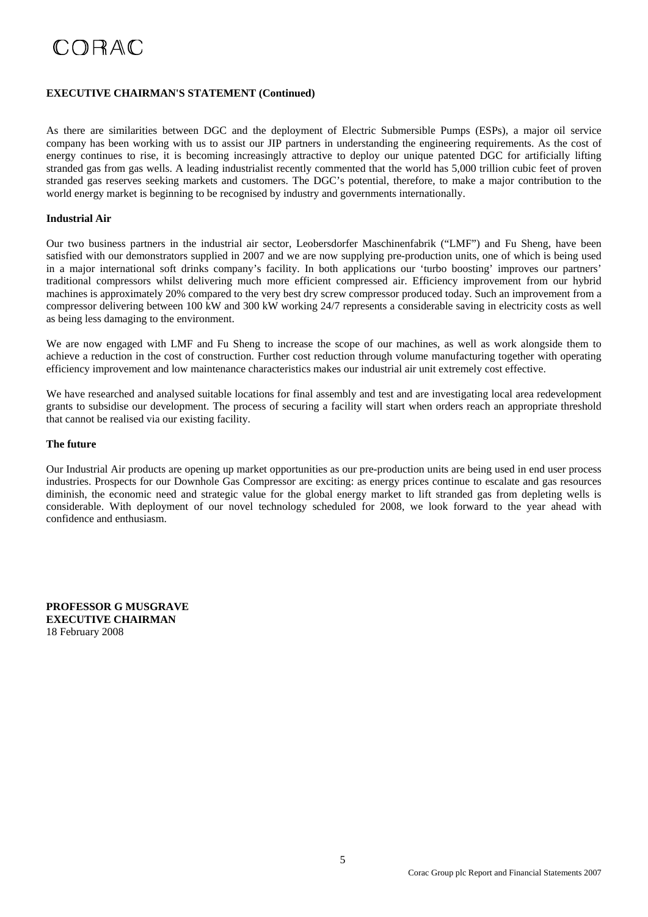**EXECUTIVE CHAIRMAN'S STATEMENT (Continued)**

As there are similarities between DGC and the deployment of Electric Submersible Pumps (ESPs), a major oil service company has been working with us to assist our JIP partners in understanding the engineering requirements. As the cost of energy continues to rise, it is becoming increasingly attractive to deploy our unique patented DGC for artificially lifting stranded gas from gas wells. A leading industrialist recently commented that the world has 5,000 trillion cubic feet of proven stranded gas reserves seeking markets and customers. The DGC's potential, therefore, to make a major contribution to the world energy market is beginning to be recognised by industry and governments internationally.

**Industrial Air**

Our two business partners in the industrial air sector, Leobersdorfer Maschinenfabrik ("LMF") and Fu Sheng, have been satisfied with our demonstrators supplied in 2007 and we are now supplying pre-production units, one of which is being used in a major international soft drinks company's facility. In both applications our 'turbo boosting' improves our partners' traditional compressors whilst delivering much more efficient compressed air. Efficiency improvement from our hybrid machines is approximately 20% compared to the very best dry screw compressor produced today. Such an improvement from a compressor delivering between 100 kW and 300 kW working 24/7 represents a considerable saving in electricity costs as well as being less damaging to the environment.

We are now engaged with LMF and Fu Sheng to increase the scope of our machines, as well as work alongside them to achieve a reduction in the cost of construction. Further cost reduction through volume manufacturing together with operating efficiency improvement and low maintenance characteristics makes our industrial air unit extremely cost effective.

We have researched and analysed suitable locations for final assembly and test and are investigating local area redevelopment grants to subsidise our development. The process of securing a facility will start when orders reach an appropriate threshold that cannot be realised via our existing facility.

**The future**

Our Industrial Air products are opening up market opportunities as our pre-production units are being used in end user process industries. Prospects for our Downhole Gas Compressor are exciting: as energy prices continue to escalate and gas resources diminish, the economic need and strategic value for the global energy market to lift stranded gas from depleting wells is considerable. With deployment of our novel technology scheduled for 2008, we look forward to the year ahead with confidence and enthusiasm.

**PROFESSOR G MUSGRAVE**
**EXECUTIVE CHAIRMAN**
18 February 2008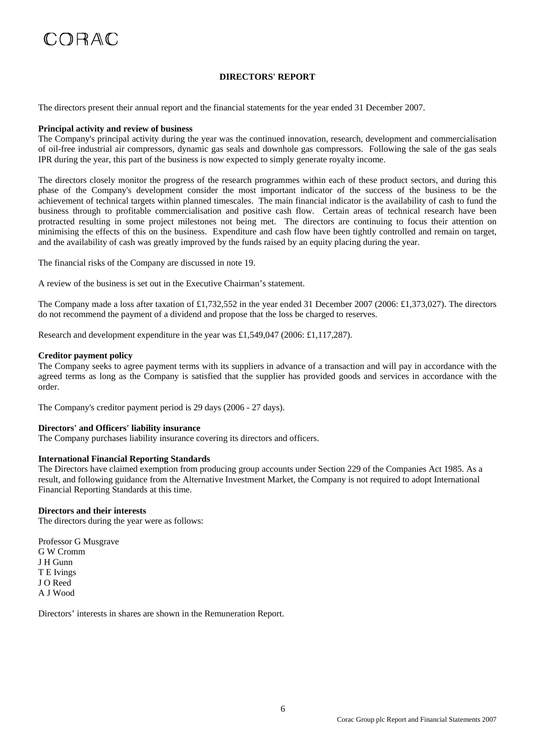CORAC

# DIRECTORS' REPORT

The directors present their annual report and the financial statements for the year ended 31 December 2007.

**Principal activity and review of business**

The Company's principal activity during the year was the continued innovation, research, development and commercialisation of oil-free industrial air compressors, dynamic gas seals and downhole gas compressors. Following the sale of the gas seals IPR during the year, this part of the business is now expected to simply generate royalty income.

The directors closely monitor the progress of the research programmes within each of these product sectors, and during this phase of the Company's development consider the most important indicator of the success of the business to be the achievement of technical targets within planned timescales. The main financial indicator is the availability of cash to fund the business through to profitable commercialisation and positive cash flow. Certain areas of technical research have been protracted resulting in some project milestones not being met. The directors are continuing to focus their attention on minimising the effects of this on the business. Expenditure and cash flow have been tightly controlled and remain on target, and the availability of cash was greatly improved by the funds raised by an equity placing during the year.

The financial risks of the Company are discussed in note 19.

A review of the business is set out in the Executive Chairman's statement.

The Company made a loss after taxation of £1,732,552 in the year ended 31 December 2007 (2006: £1,373,027). The directors do not recommend the payment of a dividend and propose that the loss be charged to reserves.

Research and development expenditure in the year was £1,549,047 (2006: £1,117,287).

**Creditor payment policy**

The Company seeks to agree payment terms with its suppliers in advance of a transaction and will pay in accordance with the agreed terms as long as the Company is satisfied that the supplier has provided goods and services in accordance with the order.

The Company's creditor payment period is 29 days (2006 - 27 days).

**Directors' and Officers' liability insurance**

The Company purchases liability insurance covering its directors and officers.

**International Financial Reporting Standards**

The Directors have claimed exemption from producing group accounts under Section 229 of the Companies Act 1985. As a result, and following guidance from the Alternative Investment Market, the Company is not required to adopt International Financial Reporting Standards at this time.

**Directors and their interests**

The directors during the year were as follows:

Professor G Musgrave
G W Cromm
J H Gunn
T E Ivings
J O Reed
A J Wood

Directors' interests in shares are shown in the Remuneration Report.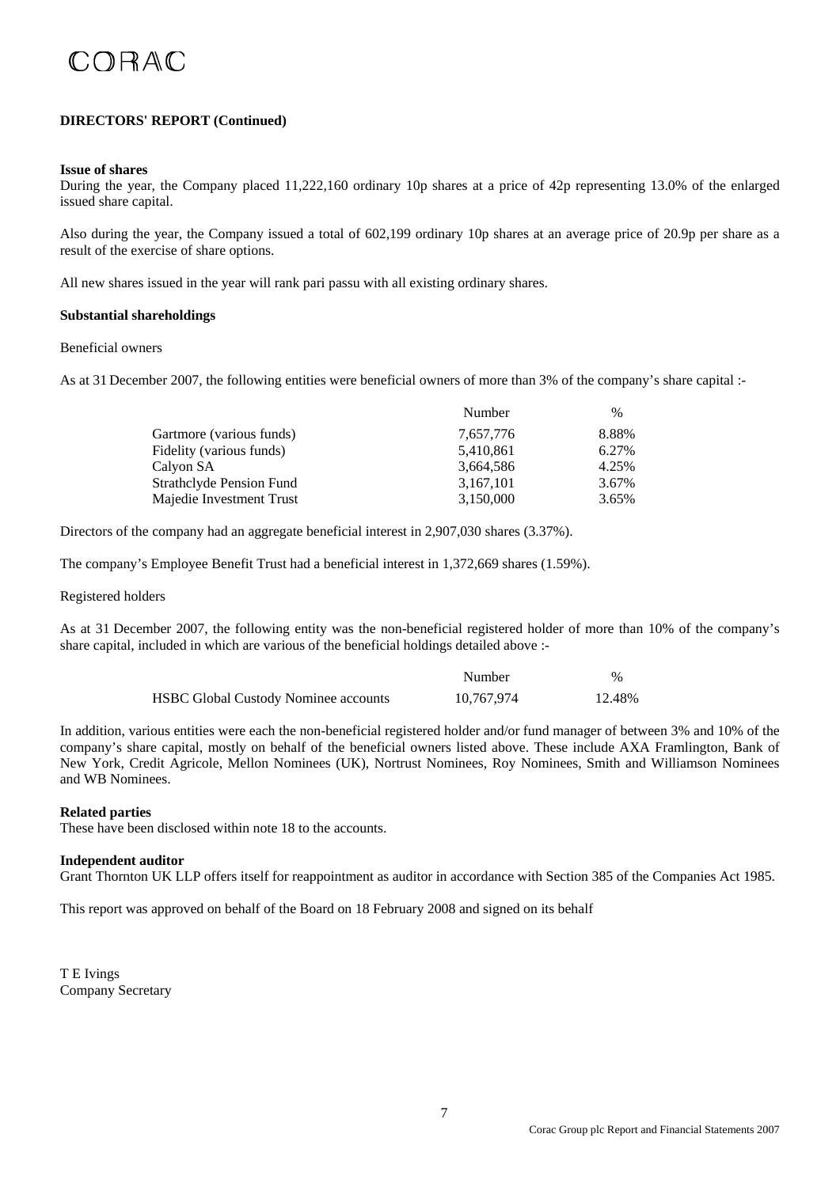CORAC

## DIRECTORS' REPORT (Continued)

**Issue of shares**

During the year, the Company placed 11,222,160 ordinary 10p shares at a price of 42p representing 13.0% of the enlarged issued share capital.

Also during the year, the Company issued a total of 602,199 ordinary 10p shares at an average price of 20.9p per share as a result of the exercise of share options.

All new shares issued in the year will rank pari passu with all existing ordinary shares.

**Substantial shareholdings**

Beneficial owners

As at 31 December 2007, the following entities were beneficial owners of more than 3% of the company's share capital :-

| | Number | % |
|---|---|---|
| Gartmore (various funds) | 7,657,776 | 8.88% |
| Fidelity (various funds) | 5,410,861 | 6.27% |
| Calyon SA | 3,664,586 | 4.25% |
| Strathclyde Pension Fund | 3,167,101 | 3.67% |
| Majedie Investment Trust | 3,150,000 | 3.65% |

Directors of the company had an aggregate beneficial interest in 2,907,030 shares (3.37%).

The company's Employee Benefit Trust had a beneficial interest in 1,372,669 shares (1.59%).

Registered holders

As at 31 December 2007, the following entity was the non-beneficial registered holder of more than 10% of the company's share capital, included in which are various of the beneficial holdings detailed above :-

| | Number | % |
|---|---|---|
| HSBC Global Custody Nominee accounts | 10,767,974 | 12.48% |

In addition, various entities were each the non-beneficial registered holder and/or fund manager of between 3% and 10% of the company's share capital, mostly on behalf of the beneficial owners listed above. These include AXA Framlington, Bank of New York, Credit Agricole, Mellon Nominees (UK), Nortrust Nominees, Roy Nominees, Smith and Williamson Nominees and WB Nominees.

**Related parties**

These have been disclosed within note 18 to the accounts.

**Independent auditor**

Grant Thornton UK LLP offers itself for reappointment as auditor in accordance with Section 385 of the Companies Act 1985.

This report was approved on behalf of the Board on 18 February 2008 and signed on its behalf

T E Ivings
Company Secretary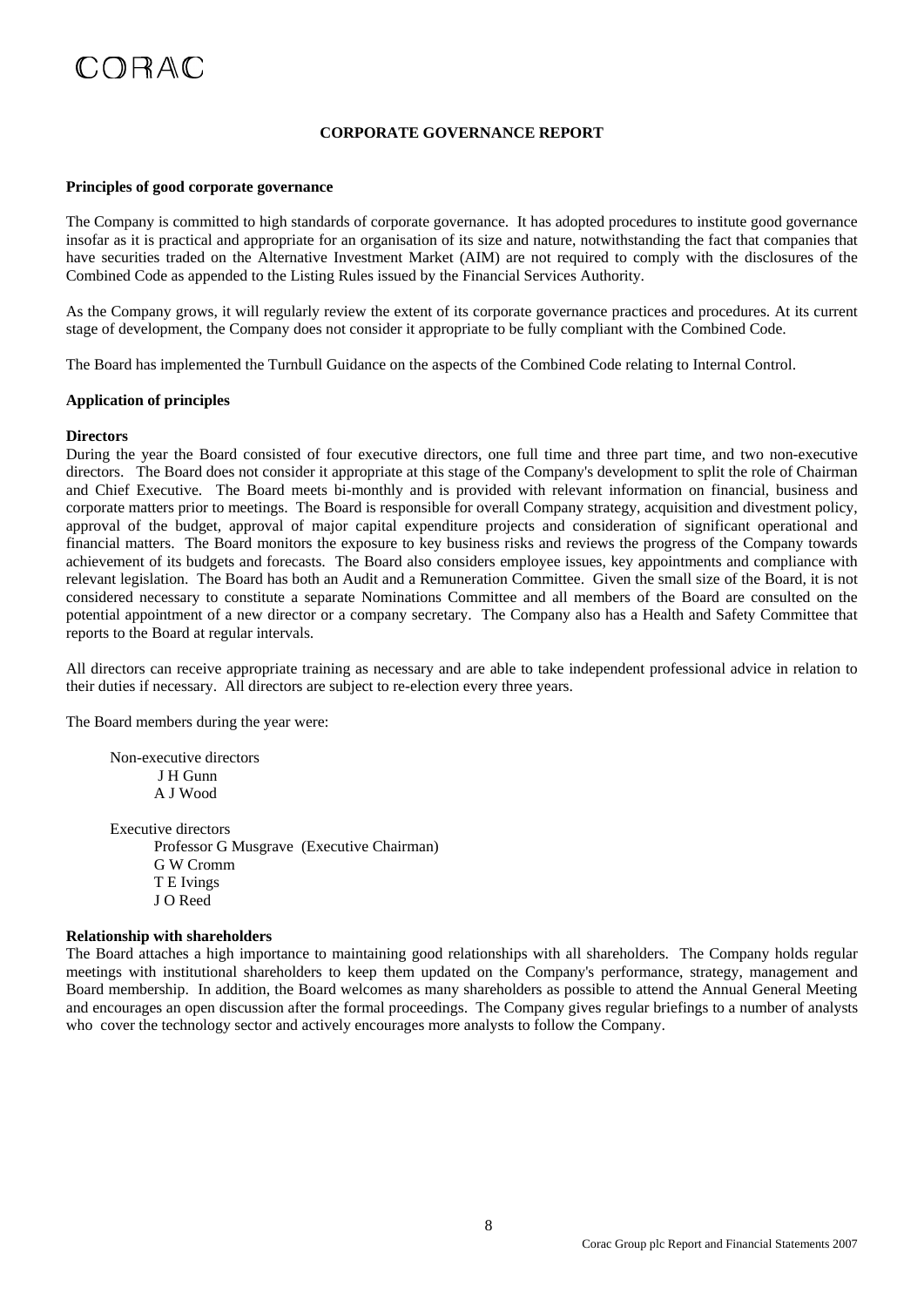# CORPORATE GOVERNANCE REPORT

**Principles of good corporate governance**

The Company is committed to high standards of corporate governance. It has adopted procedures to institute good governance insofar as it is practical and appropriate for an organisation of its size and nature, notwithstanding the fact that companies that have securities traded on the Alternative Investment Market (AIM) are not required to comply with the disclosures of the Combined Code as appended to the Listing Rules issued by the Financial Services Authority.

As the Company grows, it will regularly review the extent of its corporate governance practices and procedures. At its current stage of development, the Company does not consider it appropriate to be fully compliant with the Combined Code.

The Board has implemented the Turnbull Guidance on the aspects of the Combined Code relating to Internal Control.

**Application of principles**

**Directors**

During the year the Board consisted of four executive directors, one full time and three part time, and two non-executive directors. The Board does not consider it appropriate at this stage of the Company's development to split the role of Chairman and Chief Executive. The Board meets bi-monthly and is provided with relevant information on financial, business and corporate matters prior to meetings. The Board is responsible for overall Company strategy, acquisition and divestment policy, approval of the budget, approval of major capital expenditure projects and consideration of significant operational and financial matters. The Board monitors the exposure to key business risks and reviews the progress of the Company towards achievement of its budgets and forecasts. The Board also considers employee issues, key appointments and compliance with relevant legislation. The Board has both an Audit and a Remuneration Committee. Given the small size of the Board, it is not considered necessary to constitute a separate Nominations Committee and all members of the Board are consulted on the potential appointment of a new director or a company secretary. The Company also has a Health and Safety Committee that reports to the Board at regular intervals.

All directors can receive appropriate training as necessary and are able to take independent professional advice in relation to their duties if necessary. All directors are subject to re-election every three years.

The Board members during the year were:

Non-executive directors
- J H Gunn
- A J Wood

Executive directors
- Professor G Musgrave (Executive Chairman)
- G W Cromm
- T E Ivings
- J O Reed

**Relationship with shareholders**

The Board attaches a high importance to maintaining good relationships with all shareholders. The Company holds regular meetings with institutional shareholders to keep them updated on the Company's performance, strategy, management and Board membership. In addition, the Board welcomes as many shareholders as possible to attend the Annual General Meeting and encourages an open discussion after the formal proceedings. The Company gives regular briefings to a number of analysts who cover the technology sector and actively encourages more analysts to follow the Company.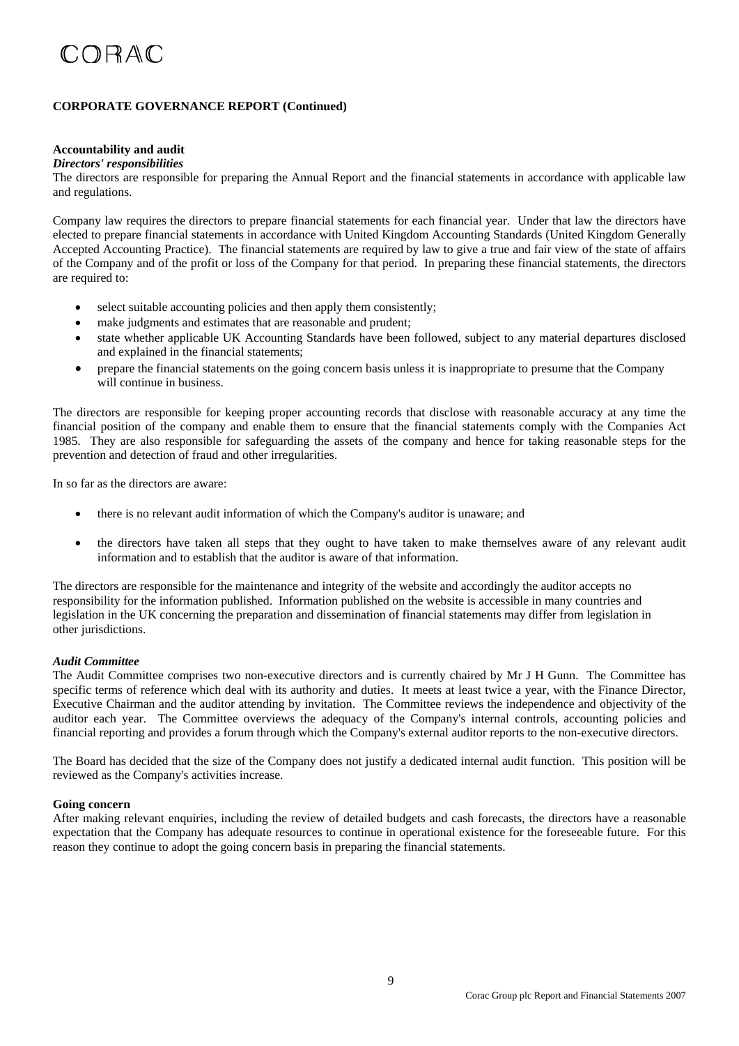**CORPORATE GOVERNANCE REPORT (Continued)**

## Accountability and audit

### *Directors' responsibilities*

The directors are responsible for preparing the Annual Report and the financial statements in accordance with applicable law and regulations.

Company law requires the directors to prepare financial statements for each financial year. Under that law the directors have elected to prepare financial statements in accordance with United Kingdom Accounting Standards (United Kingdom Generally Accepted Accounting Practice). The financial statements are required by law to give a true and fair view of the state of affairs of the Company and of the profit or loss of the Company for that period. In preparing these financial statements, the directors are required to:

- select suitable accounting policies and then apply them consistently;
- make judgments and estimates that are reasonable and prudent;
- state whether applicable UK Accounting Standards have been followed, subject to any material departures disclosed and explained in the financial statements;
- prepare the financial statements on the going concern basis unless it is inappropriate to presume that the Company will continue in business.

The directors are responsible for keeping proper accounting records that disclose with reasonable accuracy at any time the financial position of the company and enable them to ensure that the financial statements comply with the Companies Act 1985. They are also responsible for safeguarding the assets of the company and hence for taking reasonable steps for the prevention and detection of fraud and other irregularities.

In so far as the directors are aware:

- there is no relevant audit information of which the Company's auditor is unaware; and
- the directors have taken all steps that they ought to have taken to make themselves aware of any relevant audit information and to establish that the auditor is aware of that information.

The directors are responsible for the maintenance and integrity of the website and accordingly the auditor accepts no responsibility for the information published. Information published on the website is accessible in many countries and legislation in the UK concerning the preparation and dissemination of financial statements may differ from legislation in other jurisdictions.

### *Audit Committee*

The Audit Committee comprises two non-executive directors and is currently chaired by Mr J H Gunn. The Committee has specific terms of reference which deal with its authority and duties. It meets at least twice a year, with the Finance Director, Executive Chairman and the auditor attending by invitation. The Committee reviews the independence and objectivity of the auditor each year. The Committee overviews the adequacy of the Company's internal controls, accounting policies and financial reporting and provides a forum through which the Company's external auditor reports to the non-executive directors.

The Board has decided that the size of the Company does not justify a dedicated internal audit function. This position will be reviewed as the Company's activities increase.

## Going concern

After making relevant enquiries, including the review of detailed budgets and cash forecasts, the directors have a reasonable expectation that the Company has adequate resources to continue in operational existence for the foreseeable future. For this reason they continue to adopt the going concern basis in preparing the financial statements.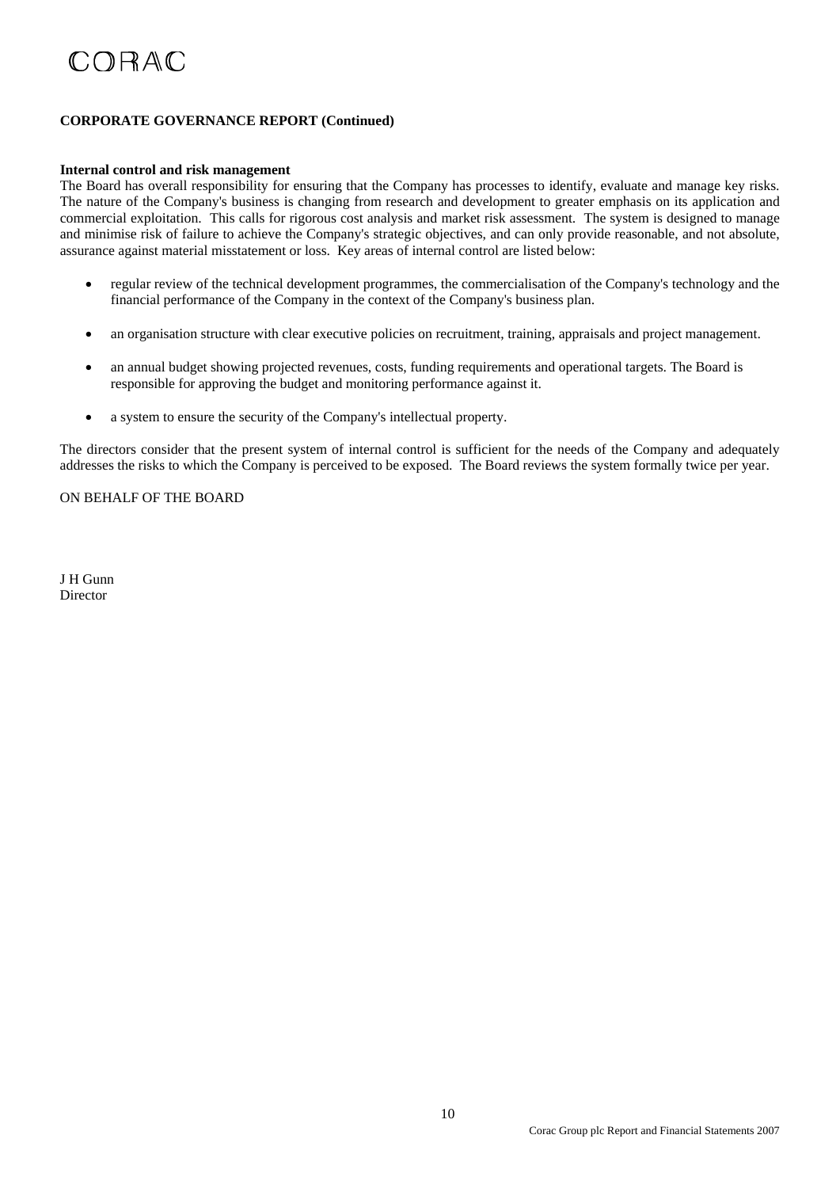## CORPORATE GOVERNANCE REPORT (Continued)

**Internal control and risk management**

The Board has overall responsibility for ensuring that the Company has processes to identify, evaluate and manage key risks. The nature of the Company's business is changing from research and development to greater emphasis on its application and commercial exploitation. This calls for rigorous cost analysis and market risk assessment. The system is designed to manage and minimise risk of failure to achieve the Company's strategic objectives, and can only provide reasonable, and not absolute, assurance against material misstatement or loss. Key areas of internal control are listed below:

- regular review of the technical development programmes, the commercialisation of the Company's technology and the financial performance of the Company in the context of the Company's business plan.
- an organisation structure with clear executive policies on recruitment, training, appraisals and project management.
- an annual budget showing projected revenues, costs, funding requirements and operational targets. The Board is responsible for approving the budget and monitoring performance against it.
- a system to ensure the security of the Company's intellectual property.

The directors consider that the present system of internal control is sufficient for the needs of the Company and adequately addresses the risks to which the Company is perceived to be exposed. The Board reviews the system formally twice per year.

ON BEHALF OF THE BOARD

J H Gunn
Director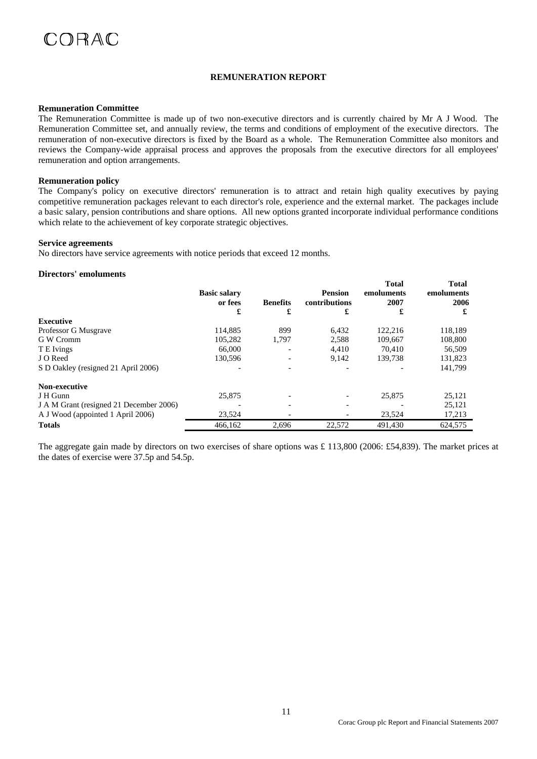## REMUNERATION REPORT

### Remuneration Committee

The Remuneration Committee is made up of two non-executive directors and is currently chaired by Mr A J Wood. The Remuneration Committee set, and annually review, the terms and conditions of employment of the executive directors. The remuneration of non-executive directors is fixed by the Board as a whole. The Remuneration Committee also monitors and reviews the Company-wide appraisal process and approves the proposals from the executive directors for all employees' remuneration and option arrangements.

### Remuneration policy

The Company's policy on executive directors' remuneration is to attract and retain high quality executives by paying competitive remuneration packages relevant to each director's role, experience and the external market. The packages include a basic salary, pension contributions and share options. All new options granted incorporate individual performance conditions which relate to the achievement of key corporate strategic objectives.

### Service agreements

No directors have service agreements with notice periods that exceed 12 months.

### Directors' emoluments

| | Basic salary or fees £ | Benefits £ | Pension contributions £ | Total emoluments 2007 £ | Total emoluments 2006 £ |
|---|---|---|---|---|---|
| **Executive** | | | | | |
| Professor G Musgrave | 114,885 | 899 | 6,432 | 122,216 | 118,189 |
| G W Cromm | 105,282 | 1,797 | 2,588 | 109,667 | 108,800 |
| T E Ivings | 66,000 | - | 4,410 | 70,410 | 56,509 |
| J O Reed | 130,596 | - | 9,142 | 139,738 | 131,823 |
| S D Oakley (resigned 21 April 2006) | - | - | - | - | 141,799 |
| **Non-executive** | | | | | |
| J H Gunn | 25,875 | - | - | 25,875 | 25,121 |
| J A M Grant (resigned 21 December 2006) | - | - | - | - | 25,121 |
| A J Wood (appointed 1 April 2006) | 23,524 | - | - | 23,524 | 17,213 |
| **Totals** | 466,162 | 2,696 | 22,572 | 491,430 | 624,575 |

The aggregate gain made by directors on two exercises of share options was £ 113,800 (2006: £54,839). The market prices at the dates of exercise were 37.5p and 54.5p.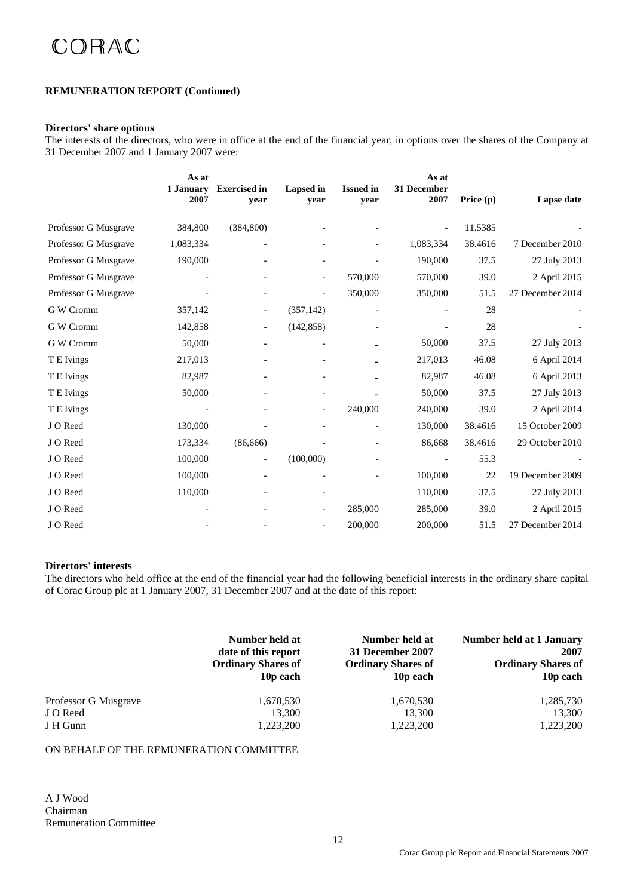CORAC

**REMUNERATION REPORT (Continued)**

**Directors' share options**

The interests of the directors, who were in office at the end of the financial year, in options over the shares of the Company at 31 December 2007 and 1 January 2007 were:

| | As at 1 January 2007 | Exercised in year | Lapsed in year | Issued in year | As at 31 December 2007 | Price (p) | Lapse date |
|---|---|---|---|---|---|---|---|
| Professor G Musgrave | 384,800 | (384,800) | - | - | - | 11.5385 | - |
| Professor G Musgrave | 1,083,334 | - | - | - | 1,083,334 | 38.4616 | 7 December 2010 |
| Professor G Musgrave | 190,000 | - | - | - | 190,000 | 37.5 | 27 July 2013 |
| Professor G Musgrave | - | - | - | 570,000 | 570,000 | 39.0 | 2 April 2015 |
| Professor G Musgrave | - | - | - | 350,000 | 350,000 | 51.5 | 27 December 2014 |
| G W Cromm | 357,142 | - | (357,142) | - | - | 28 | - |
| G W Cromm | 142,858 | - | (142,858) | - | - | 28 | - |
| G W Cromm | 50,000 | - | - | - | 50,000 | 37.5 | 27 July 2013 |
| T E Ivings | 217,013 | - | - | - | 217,013 | 46.08 | 6 April 2014 |
| T E Ivings | 82,987 | - | - | - | 82,987 | 46.08 | 6 April 2013 |
| T E Ivings | 50,000 | - | - | - | 50,000 | 37.5 | 27 July 2013 |
| T E Ivings | - | - | - | 240,000 | 240,000 | 39.0 | 2 April 2014 |
| J O Reed | 130,000 | - | - | - | 130,000 | 38.4616 | 15 October 2009 |
| J O Reed | 173,334 | (86,666) | - | - | 86,668 | 38.4616 | 29 October 2010 |
| J O Reed | 100,000 | - | (100,000) | - | - | 55.3 | - |
| J O Reed | 100,000 | - | - | - | 100,000 | 22 | 19 December 2009 |
| J O Reed | 110,000 | - | - | | 110,000 | 37.5 | 27 July 2013 |
| J O Reed | - | - | - | 285,000 | 285,000 | 39.0 | 2 April 2015 |
| J O Reed | - | - | - | 200,000 | 200,000 | 51.5 | 27 December 2014 |

**Directors' interests**

The directors who held office at the end of the financial year had the following beneficial interests in the ordinary share capital of Corac Group plc at 1 January 2007, 31 December 2007 and at the date of this report:

| | Number held at date of this report Ordinary Shares of 10p each | Number held at 31 December 2007 Ordinary Shares of 10p each | Number held at 1 January 2007 Ordinary Shares of 10p each |
|---|---|---|---|
| Professor G Musgrave | 1,670,530 | 1,670,530 | 1,285,730 |
| J O Reed | 13,300 | 13,300 | 13,300 |
| J H Gunn | 1,223,200 | 1,223,200 | 1,223,200 |

ON BEHALF OF THE REMUNERATION COMMITTEE

A J Wood
Chairman
Remuneration Committee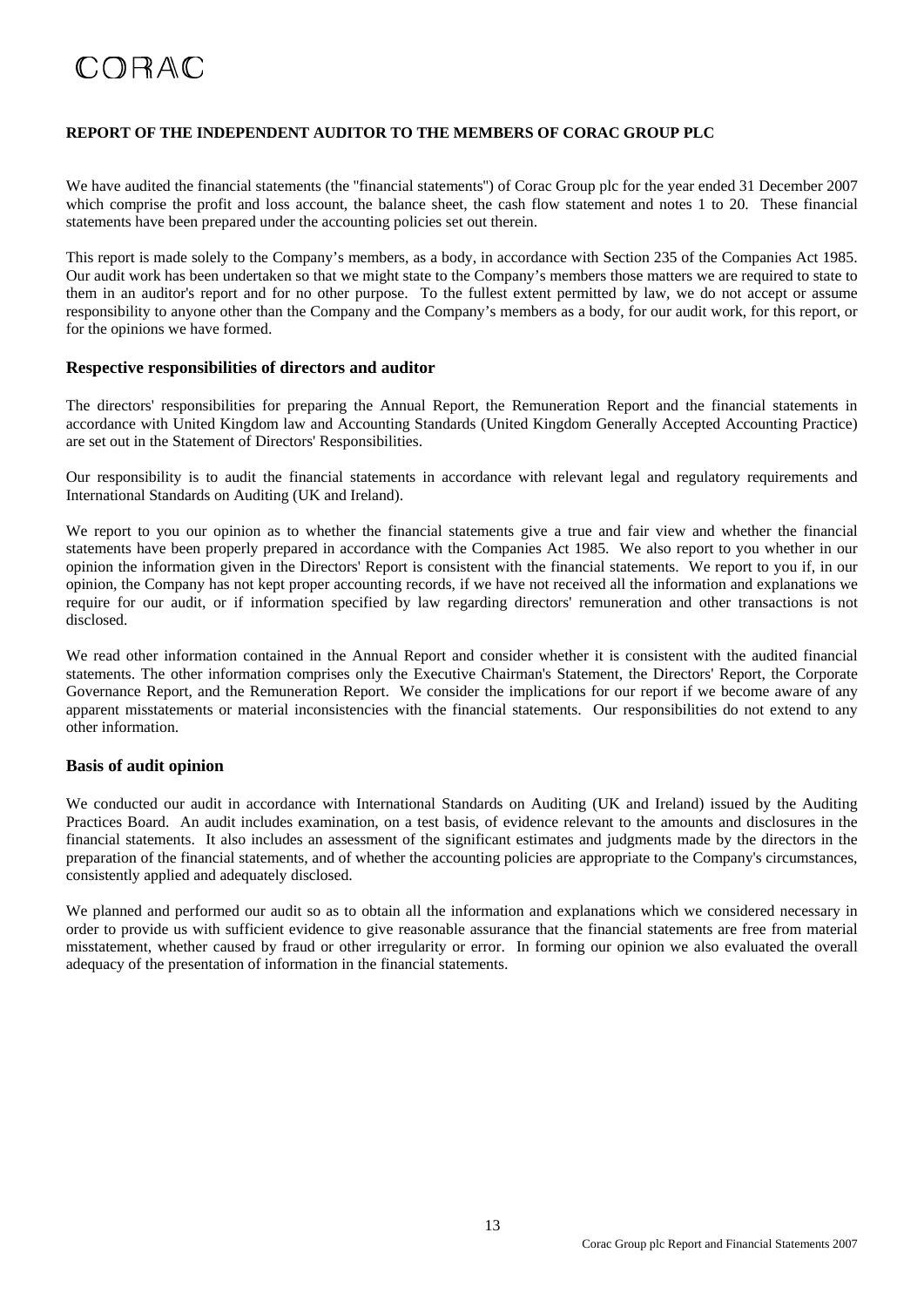**REPORT OF THE INDEPENDENT AUDITOR TO THE MEMBERS OF CORAC GROUP PLC**

We have audited the financial statements (the "financial statements") of Corac Group plc for the year ended 31 December 2007 which comprise the profit and loss account, the balance sheet, the cash flow statement and notes 1 to 20. These financial statements have been prepared under the accounting policies set out therein.

This report is made solely to the Company's members, as a body, in accordance with Section 235 of the Companies Act 1985. Our audit work has been undertaken so that we might state to the Company's members those matters we are required to state to them in an auditor's report and for no other purpose. To the fullest extent permitted by law, we do not accept or assume responsibility to anyone other than the Company and the Company's members as a body, for our audit work, for this report, or for the opinions we have formed.

## Respective responsibilities of directors and auditor

The directors' responsibilities for preparing the Annual Report, the Remuneration Report and the financial statements in accordance with United Kingdom law and Accounting Standards (United Kingdom Generally Accepted Accounting Practice) are set out in the Statement of Directors' Responsibilities.

Our responsibility is to audit the financial statements in accordance with relevant legal and regulatory requirements and International Standards on Auditing (UK and Ireland).

We report to you our opinion as to whether the financial statements give a true and fair view and whether the financial statements have been properly prepared in accordance with the Companies Act 1985. We also report to you whether in our opinion the information given in the Directors' Report is consistent with the financial statements. We report to you if, in our opinion, the Company has not kept proper accounting records, if we have not received all the information and explanations we require for our audit, or if information specified by law regarding directors' remuneration and other transactions is not disclosed.

We read other information contained in the Annual Report and consider whether it is consistent with the audited financial statements. The other information comprises only the Executive Chairman's Statement, the Directors' Report, the Corporate Governance Report, and the Remuneration Report. We consider the implications for our report if we become aware of any apparent misstatements or material inconsistencies with the financial statements. Our responsibilities do not extend to any other information.

## Basis of audit opinion

We conducted our audit in accordance with International Standards on Auditing (UK and Ireland) issued by the Auditing Practices Board. An audit includes examination, on a test basis, of evidence relevant to the amounts and disclosures in the financial statements. It also includes an assessment of the significant estimates and judgments made by the directors in the preparation of the financial statements, and of whether the accounting policies are appropriate to the Company's circumstances, consistently applied and adequately disclosed.

We planned and performed our audit so as to obtain all the information and explanations which we considered necessary in order to provide us with sufficient evidence to give reasonable assurance that the financial statements are free from material misstatement, whether caused by fraud or other irregularity or error. In forming our opinion we also evaluated the overall adequacy of the presentation of information in the financial statements.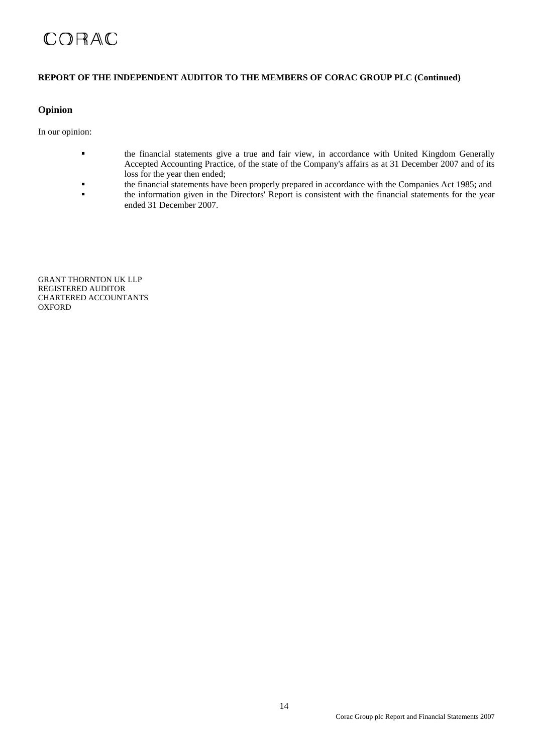**REPORT OF THE INDEPENDENT AUDITOR TO THE MEMBERS OF CORAC GROUP PLC (Continued)**

## Opinion

In our opinion:

- the financial statements give a true and fair view, in accordance with United Kingdom Generally Accepted Accounting Practice, of the state of the Company's affairs as at 31 December 2007 and of its loss for the year then ended;
- the financial statements have been properly prepared in accordance with the Companies Act 1985; and
- the information given in the Directors' Report is consistent with the financial statements for the year ended 31 December 2007.

GRANT THORNTON UK LLP
REGISTERED AUDITOR
CHARTERED ACCOUNTANTS
OXFORD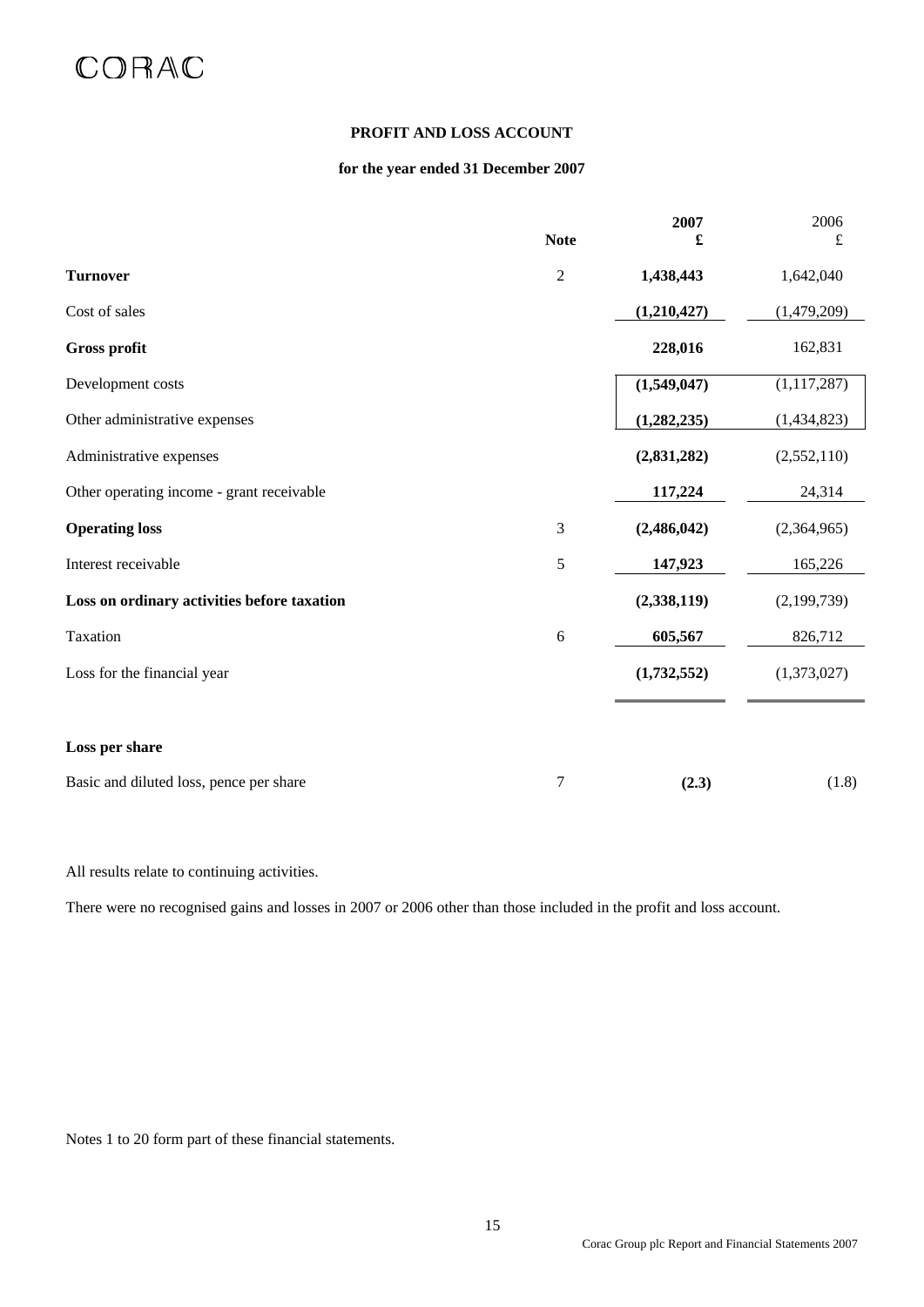CORAC

## PROFIT AND LOSS ACCOUNT

### for the year ended 31 December 2007

| | Note | 2007 £ | 2006 £ |
|---|---|---|---|
| **Turnover** | 2 | **1,438,443** | 1,642,040 |
| Cost of sales | | **(1,210,427)** | (1,479,209) |
| **Gross profit** | | **228,016** | 162,831 |
| Development costs | | **(1,549,047)** | (1,117,287) |
| Other administrative expenses | | **(1,282,235)** | (1,434,823) |
| Administrative expenses | | **(2,831,282)** | (2,552,110) |
| Other operating income - grant receivable | | **117,224** | 24,314 |
| **Operating loss** | 3 | **(2,486,042)** | (2,364,965) |
| Interest receivable | 5 | **147,923** | 165,226 |
| **Loss on ordinary activities before taxation** | | **(2,338,119)** | (2,199,739) |
| Taxation | 6 | **605,567** | 826,712 |
| Loss for the financial year | | **(1,732,552)** | (1,373,027) |
| **Loss per share** | | | |
| Basic and diluted loss, pence per share | 7 | **(2.3)** | (1.8) |

All results relate to continuing activities.

There were no recognised gains and losses in 2007 or 2006 other than those included in the profit and loss account.

Notes 1 to 20 form part of these financial statements.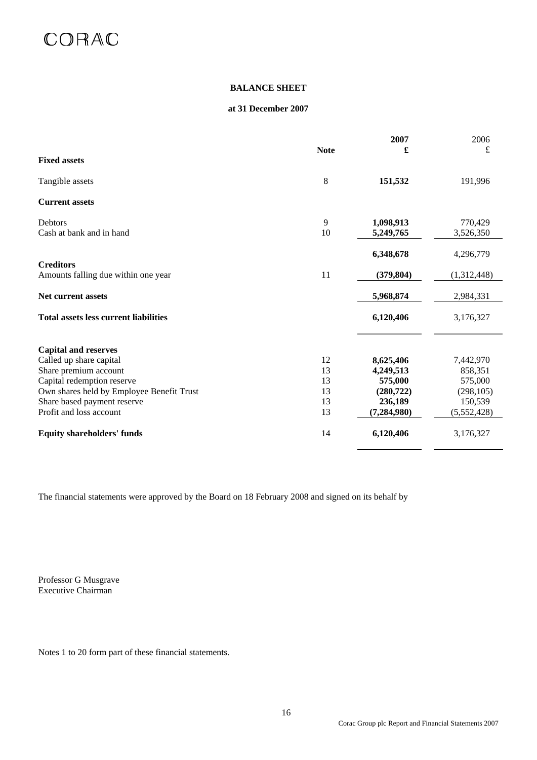CORAC

## BALANCE SHEET

### at 31 December 2007

| | Note | 2007 £ | 2006 £ |
|---|---|---|---|
| **Fixed assets** | | | |
| Tangible assets | 8 | **151,532** | 191,996 |
| **Current assets** | | | |
| Debtors | 9 | **1,098,913** | 770,429 |
| Cash at bank and in hand | 10 | **5,249,765** | 3,526,350 |
| | | **6,348,678** | 4,296,779 |
| **Creditors** | | | |
| Amounts falling due within one year | 11 | **(379,804)** | (1,312,448) |
| **Net current assets** | | **5,968,874** | 2,984,331 |
| **Total assets less current liabilities** | | **6,120,406** | 3,176,327 |
| **Capital and reserves** | | | |
| Called up share capital | 12 | **8,625,406** | 7,442,970 |
| Share premium account | 13 | **4,249,513** | 858,351 |
| Capital redemption reserve | 13 | **575,000** | 575,000 |
| Own shares held by Employee Benefit Trust | 13 | **(280,722)** | (298,105) |
| Share based payment reserve | 13 | **236,189** | 150,539 |
| Profit and loss account | 13 | **(7,284,980)** | (5,552,428) |
| **Equity shareholders' funds** | 14 | **6,120,406** | 3,176,327 |

The financial statements were approved by the Board on 18 February 2008 and signed on its behalf by

Professor G Musgrave
Executive Chairman

Notes 1 to 20 form part of these financial statements.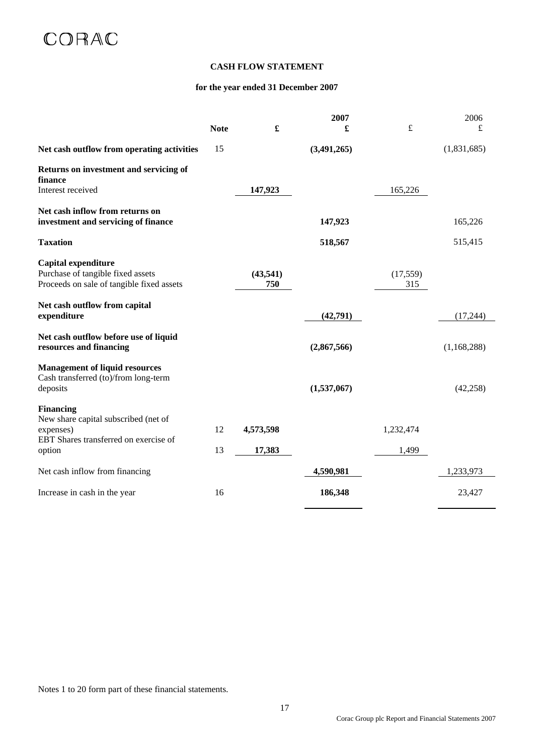CORAC

**CASH FLOW STATEMENT**

**for the year ended 31 December 2007**

| | Note | 2007 £ | 2007 £ | 2006 £ | 2006 £ |
|---|---|---|---|---|---|
| **Net cash outflow from operating activities** | 15 | | **(3,491,265)** | | (1,831,685) |
| **Returns on investment and servicing of finance** | | | | | |
| Interest received | | **147,923** | | 165,226 | |
| **Net cash inflow from returns on investment and servicing of finance** | | | **147,923** | | 165,226 |
| **Taxation** | | | **518,567** | | 515,415 |
| **Capital expenditure** | | | | | |
| Purchase of tangible fixed assets | | **(43,541)** | | (17,559) | |
| Proceeds on sale of tangible fixed assets | | **750** | | 315 | |
| **Net cash outflow from capital expenditure** | | | **(42,791)** | | (17,244) |
| **Net cash outflow before use of liquid resources and financing** | | | **(2,867,566)** | | (1,168,288) |
| **Management of liquid resources** | | | | | |
| Cash transferred (to)/from long-term deposits | | | **(1,537,067)** | | (42,258) |
| **Financing** | | | | | |
| New share capital subscribed (net of expenses) | 12 | **4,573,598** | | 1,232,474 | |
| EBT Shares transferred on exercise of option | 13 | **17,383** | | 1,499 | |
| Net cash inflow from financing | | | **4,590,981** | | 1,233,973 |
| Increase in cash in the year | 16 | | **186,348** | | 23,427 |

Notes 1 to 20 form part of these financial statements.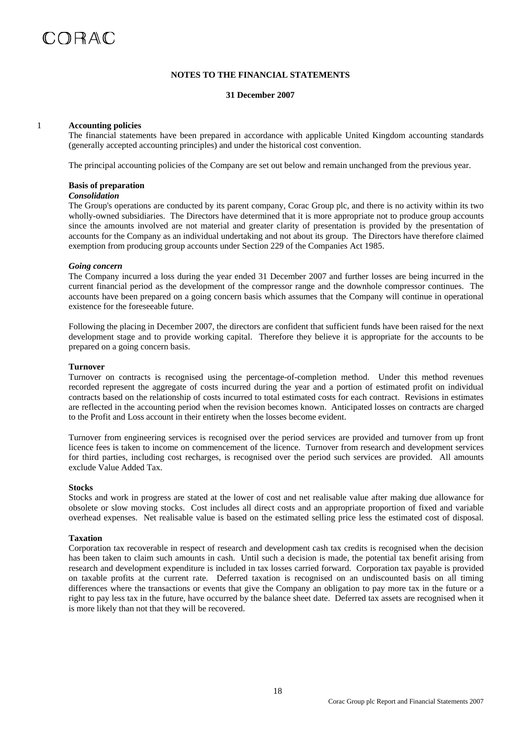## NOTES TO THE FINANCIAL STATEMENTS

**31 December 2007**

### 1 Accounting policies

The financial statements have been prepared in accordance with applicable United Kingdom accounting standards (generally accepted accounting principles) and under the historical cost convention.

The principal accounting policies of the Company are set out below and remain unchanged from the previous year.

**Basis of preparation**

***Consolidation***

The Group's operations are conducted by its parent company, Corac Group plc, and there is no activity within its two wholly-owned subsidiaries. The Directors have determined that it is more appropriate not to produce group accounts since the amounts involved are not material and greater clarity of presentation is provided by the presentation of accounts for the Company as an individual undertaking and not about its group. The Directors have therefore claimed exemption from producing group accounts under Section 229 of the Companies Act 1985.

***Going concern***

The Company incurred a loss during the year ended 31 December 2007 and further losses are being incurred in the current financial period as the development of the compressor range and the downhole compressor continues. The accounts have been prepared on a going concern basis which assumes that the Company will continue in operational existence for the foreseeable future.

Following the placing in December 2007, the directors are confident that sufficient funds have been raised for the next development stage and to provide working capital. Therefore they believe it is appropriate for the accounts to be prepared on a going concern basis.

**Turnover**

Turnover on contracts is recognised using the percentage-of-completion method. Under this method revenues recorded represent the aggregate of costs incurred during the year and a portion of estimated profit on individual contracts based on the relationship of costs incurred to total estimated costs for each contract. Revisions in estimates are reflected in the accounting period when the revision becomes known. Anticipated losses on contracts are charged to the Profit and Loss account in their entirety when the losses become evident.

Turnover from engineering services is recognised over the period services are provided and turnover from up front licence fees is taken to income on commencement of the licence. Turnover from research and development services for third parties, including cost recharges, is recognised over the period such services are provided. All amounts exclude Value Added Tax.

**Stocks**

Stocks and work in progress are stated at the lower of cost and net realisable value after making due allowance for obsolete or slow moving stocks. Cost includes all direct costs and an appropriate proportion of fixed and variable overhead expenses. Net realisable value is based on the estimated selling price less the estimated cost of disposal.

**Taxation**

Corporation tax recoverable in respect of research and development cash tax credits is recognised when the decision has been taken to claim such amounts in cash. Until such a decision is made, the potential tax benefit arising from research and development expenditure is included in tax losses carried forward. Corporation tax payable is provided on taxable profits at the current rate. Deferred taxation is recognised on an undiscounted basis on all timing differences where the transactions or events that give the Company an obligation to pay more tax in the future or a right to pay less tax in the future, have occurred by the balance sheet date. Deferred tax assets are recognised when it is more likely than not that they will be recovered.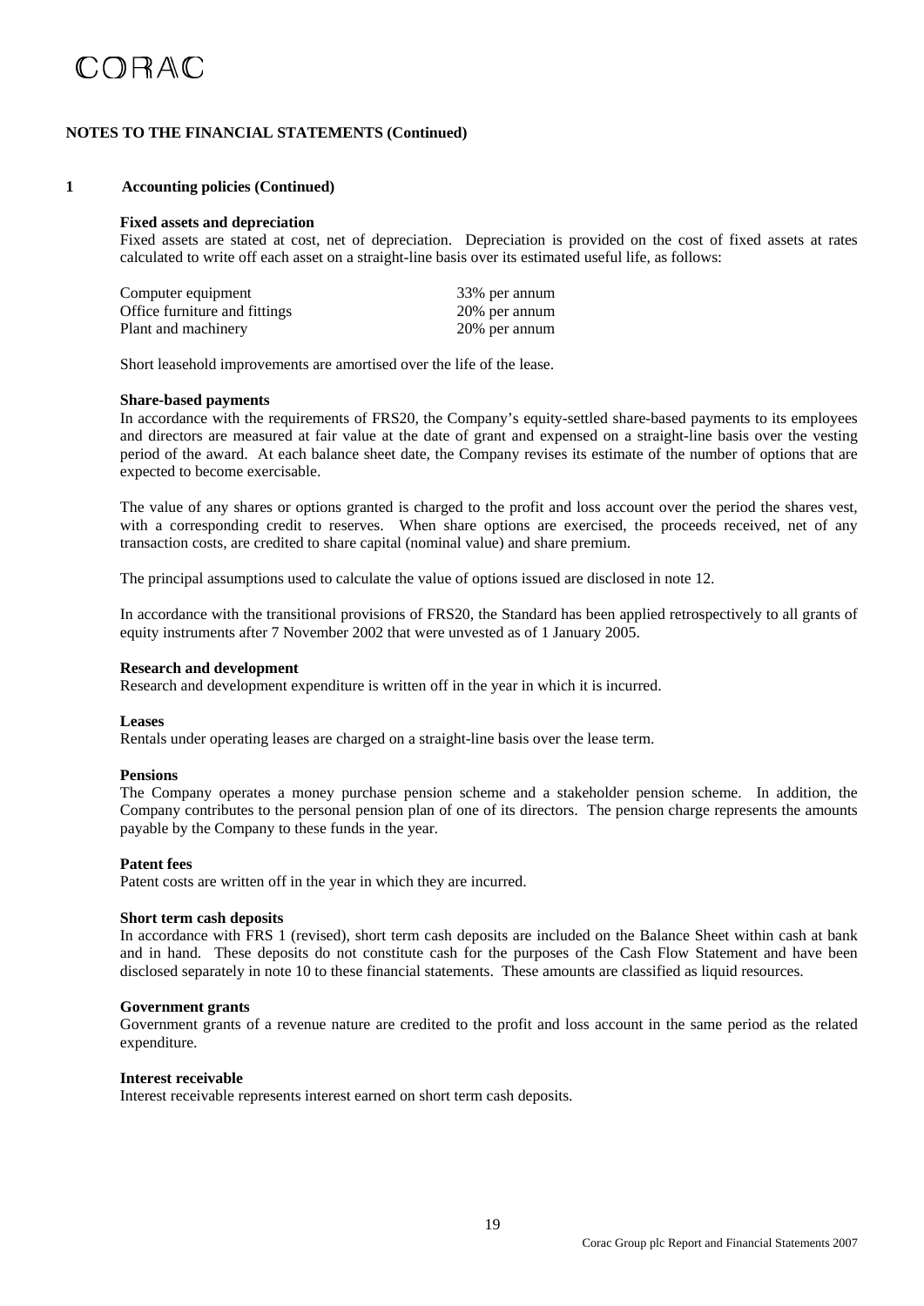## NOTES TO THE FINANCIAL STATEMENTS (Continued)

### 1 Accounting policies (Continued)

**Fixed assets and depreciation**

Fixed assets are stated at cost, net of depreciation. Depreciation is provided on the cost of fixed assets at rates calculated to write off each asset on a straight-line basis over its estimated useful life, as follows:

| | |
|---|---|
| Computer equipment | 33% per annum |
| Office furniture and fittings | 20% per annum |
| Plant and machinery | 20% per annum |

Short leasehold improvements are amortised over the life of the lease.

**Share-based payments**

In accordance with the requirements of FRS20, the Company's equity-settled share-based payments to its employees and directors are measured at fair value at the date of grant and expensed on a straight-line basis over the vesting period of the award. At each balance sheet date, the Company revises its estimate of the number of options that are expected to become exercisable.

The value of any shares or options granted is charged to the profit and loss account over the period the shares vest, with a corresponding credit to reserves. When share options are exercised, the proceeds received, net of any transaction costs, are credited to share capital (nominal value) and share premium.

The principal assumptions used to calculate the value of options issued are disclosed in note 12.

In accordance with the transitional provisions of FRS20, the Standard has been applied retrospectively to all grants of equity instruments after 7 November 2002 that were unvested as of 1 January 2005.

**Research and development**

Research and development expenditure is written off in the year in which it is incurred.

**Leases**

Rentals under operating leases are charged on a straight-line basis over the lease term.

**Pensions**

The Company operates a money purchase pension scheme and a stakeholder pension scheme. In addition, the Company contributes to the personal pension plan of one of its directors. The pension charge represents the amounts payable by the Company to these funds in the year.

**Patent fees**

Patent costs are written off in the year in which they are incurred.

**Short term cash deposits**

In accordance with FRS 1 (revised), short term cash deposits are included on the Balance Sheet within cash at bank and in hand. These deposits do not constitute cash for the purposes of the Cash Flow Statement and have been disclosed separately in note 10 to these financial statements. These amounts are classified as liquid resources.

**Government grants**

Government grants of a revenue nature are credited to the profit and loss account in the same period as the related expenditure.

**Interest receivable**

Interest receivable represents interest earned on short term cash deposits.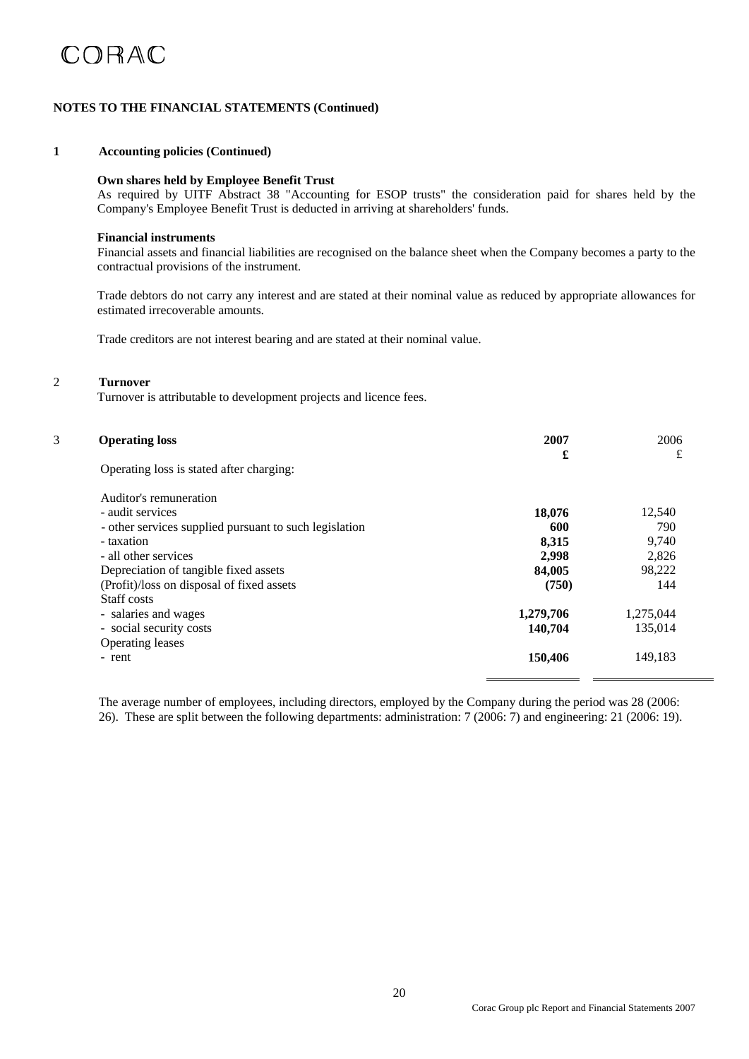## NOTES TO THE FINANCIAL STATEMENTS (Continued)

### 1 Accounting policies (Continued)

**Own shares held by Employee Benefit Trust**

As required by UITF Abstract 38 "Accounting for ESOP trusts" the consideration paid for shares held by the Company's Employee Benefit Trust is deducted in arriving at shareholders' funds.

**Financial instruments**

Financial assets and financial liabilities are recognised on the balance sheet when the Company becomes a party to the contractual provisions of the instrument.

Trade debtors do not carry any interest and are stated at their nominal value as reduced by appropriate allowances for estimated irrecoverable amounts.

Trade creditors are not interest bearing and are stated at their nominal value.

### 2 Turnover

Turnover is attributable to development projects and licence fees.

### 3 Operating loss

| | **2007** | 2006 |
|---|---|---|
| | **£** | £ |
| Operating loss is stated after charging: | | |
| Auditor's remuneration | | |
| - audit services | **18,076** | 12,540 |
| - other services supplied pursuant to such legislation | **600** | 790 |
| - taxation | **8,315** | 9,740 |
| - all other services | **2,998** | 2,826 |
| Depreciation of tangible fixed assets | **84,005** | 98,222 |
| (Profit)/loss on disposal of fixed assets | **(750)** | 144 |
| Staff costs | | |
| - salaries and wages | **1,279,706** | 1,275,044 |
| - social security costs | **140,704** | 135,014 |
| Operating leases | | |
| - rent | **150,406** | 149,183 |

The average number of employees, including directors, employed by the Company during the period was 28 (2006: 26). These are split between the following departments: administration: 7 (2006: 7) and engineering: 21 (2006: 19).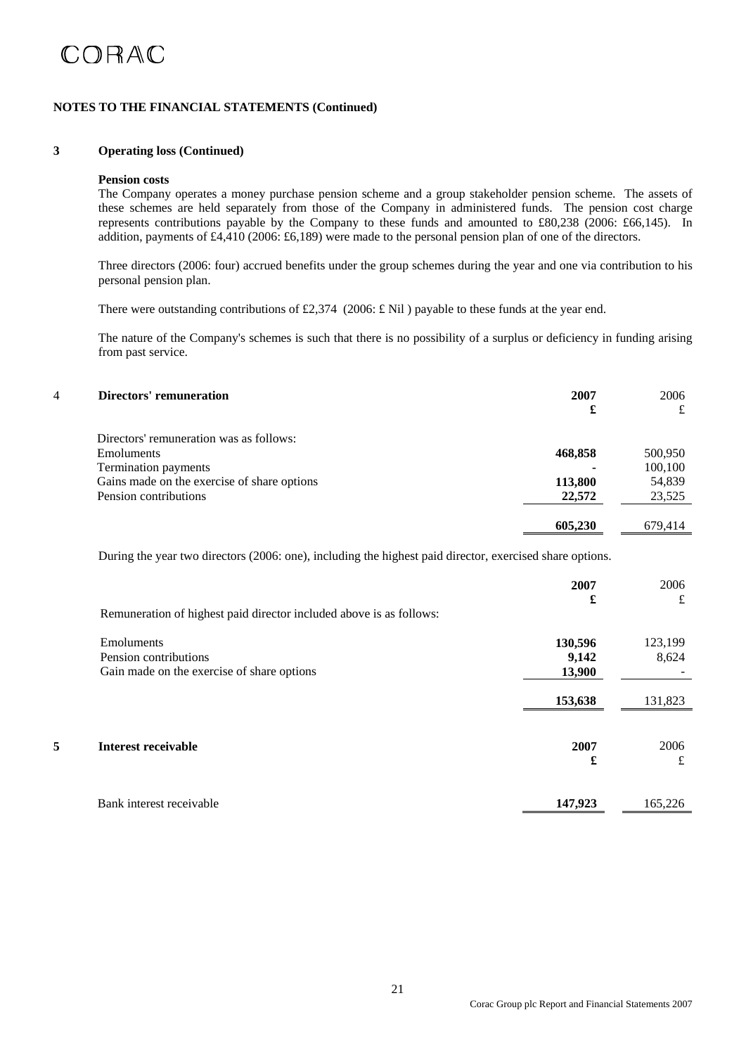CORAC

**NOTES TO THE FINANCIAL STATEMENTS (Continued)**

## 3 Operating loss (Continued)

**Pension costs**

The Company operates a money purchase pension scheme and a group stakeholder pension scheme. The assets of these schemes are held separately from those of the Company in administered funds. The pension cost charge represents contributions payable by the Company to these funds and amounted to £80,238 (2006: £66,145). In addition, payments of £4,410 (2006: £6,189) were made to the personal pension plan of one of the directors.

Three directors (2006: four) accrued benefits under the group schemes during the year and one via contribution to his personal pension plan.

There were outstanding contributions of £2,374 (2006: £ Nil ) payable to these funds at the year end.

The nature of the Company's schemes is such that there is no possibility of a surplus or deficiency in funding arising from past service.

## 4 Directors' remuneration

| | **2007** | 2006 |
|---|---|---|
| | **£** | £ |
| Directors' remuneration was as follows: | | |
| Emoluments | **468,858** | 500,950 |
| Termination payments | **-** | 100,100 |
| Gains made on the exercise of share options | **113,800** | 54,839 |
| Pension contributions | **22,572** | 23,525 |
| | **605,230** | 679,414 |

During the year two directors (2006: one), including the highest paid director, exercised share options.

| | **2007** | 2006 |
|---|---|---|
| Remuneration of highest paid director included above is as follows: | **£** | £ |
| Emoluments | **130,596** | 123,199 |
| Pension contributions | **9,142** | 8,624 |
| Gain made on the exercise of share options | **13,900** | - |
| | **153,638** | 131,823 |

## 5 Interest receivable

| | **2007** | 2006 |
|---|---|---|
| | **£** | £ |
| Bank interest receivable | **147,923** | 165,226 |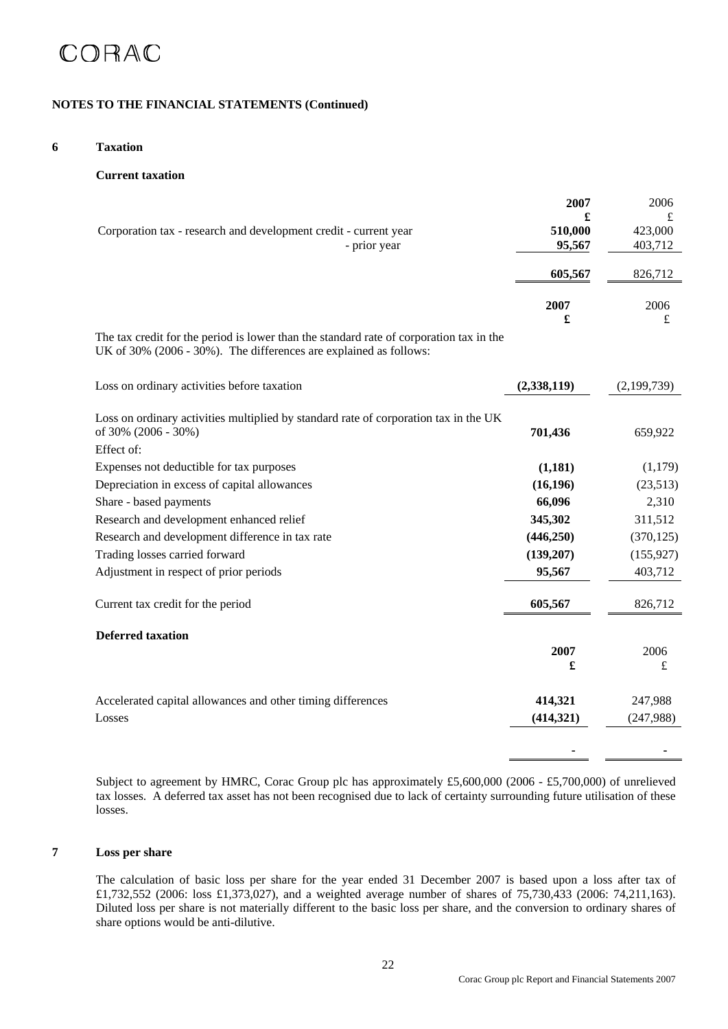CORAC

**NOTES TO THE FINANCIAL STATEMENTS (Continued)**

## 6 Taxation

### Current taxation

| | **2007** | 2006 |
|---|---|---|
| | **£** | £ |
| Corporation tax - research and development credit - current year | **510,000** | 423,000 |
| - prior year | **95,567** | 403,712 |
| | **605,567** | 826,712 |

| | **2007** | 2006 |
|---|---|---|
| | **£** | £ |
| The tax credit for the period is lower than the standard rate of corporation tax in the UK of 30% (2006 - 30%). The differences are explained as follows: | | |
| Loss on ordinary activities before taxation | **(2,338,119)** | (2,199,739) |
| Loss on ordinary activities multiplied by standard rate of corporation tax in the UK of 30% (2006 - 30%) | **701,436** | 659,922 |
| Effect of: | | |
| Expenses not deductible for tax purposes | **(1,181)** | (1,179) |
| Depreciation in excess of capital allowances | **(16,196)** | (23,513) |
| Share - based payments | **66,096** | 2,310 |
| Research and development enhanced relief | **345,302** | 311,512 |
| Research and development difference in tax rate | **(446,250)** | (370,125) |
| Trading losses carried forward | **(139,207)** | (155,927) |
| Adjustment in respect of prior periods | **95,567** | 403,712 |
| Current tax credit for the period | **605,567** | 826,712 |

### Deferred taxation

| | **2007** | 2006 |
|---|---|---|
| | **£** | £ |
| Accelerated capital allowances and other timing differences | **414,321** | 247,988 |
| Losses | **(414,321)** | (247,988) |
| | **-** | - |

Subject to agreement by HMRC, Corac Group plc has approximately £5,600,000 (2006 - £5,700,000) of unrelieved tax losses. A deferred tax asset has not been recognised due to lack of certainty surrounding future utilisation of these losses.

## 7 Loss per share

The calculation of basic loss per share for the year ended 31 December 2007 is based upon a loss after tax of £1,732,552 (2006: loss £1,373,027), and a weighted average number of shares of 75,730,433 (2006: 74,211,163). Diluted loss per share is not materially different to the basic loss per share, and the conversion to ordinary shares of share options would be anti-dilutive.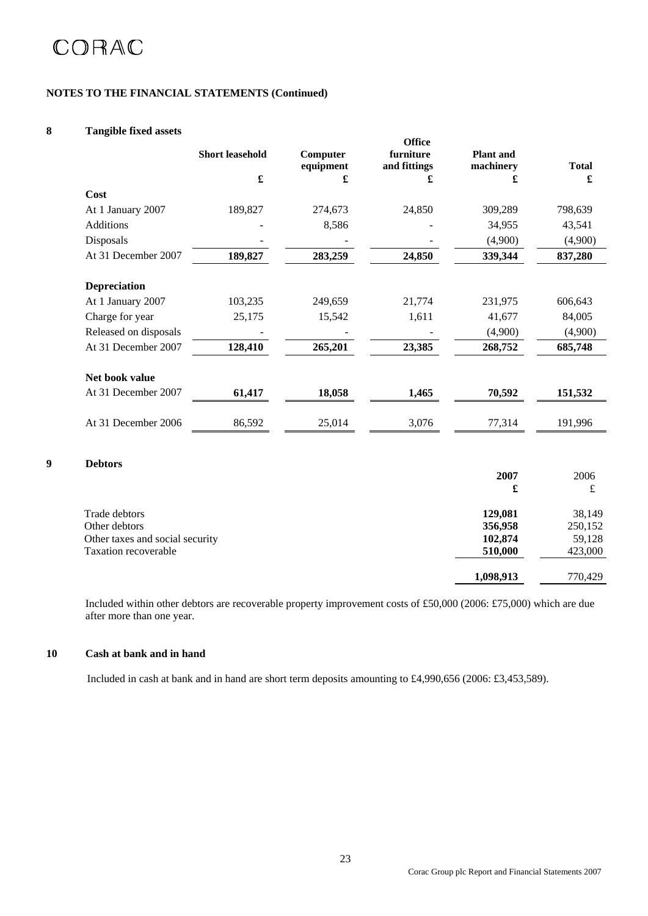CORAC

**NOTES TO THE FINANCIAL STATEMENTS (Continued)**

## 8 Tangible fixed assets

| | Short leasehold | Computer equipment | Office furniture and fittings | Plant and machinery | Total |
|---|---|---|---|---|---|
| | £ | £ | £ | £ | £ |
| **Cost** | | | | | |
| At 1 January 2007 | 189,827 | 274,673 | 24,850 | 309,289 | 798,639 |
| Additions | - | 8,586 | - | 34,955 | 43,541 |
| Disposals | - | - | - | (4,900) | (4,900) |
| At 31 December 2007 | **189,827** | **283,259** | **24,850** | **339,344** | **837,280** |
| **Depreciation** | | | | | |
| At 1 January 2007 | 103,235 | 249,659 | 21,774 | 231,975 | 606,643 |
| Charge for year | 25,175 | 15,542 | 1,611 | 41,677 | 84,005 |
| Released on disposals | - | - | - | (4,900) | (4,900) |
| At 31 December 2007 | **128,410** | **265,201** | **23,385** | **268,752** | **685,748** |
| **Net book value** | | | | | |
| At 31 December 2007 | **61,417** | **18,058** | **1,465** | **70,592** | **151,532** |
| At 31 December 2006 | 86,592 | 25,014 | 3,076 | 77,314 | 191,996 |

## 9 Debtors

| | 2007 | 2006 |
|---|---|---|
| | £ | £ |
| Trade debtors | **129,081** | 38,149 |
| Other debtors | **356,958** | 250,152 |
| Other taxes and social security | **102,874** | 59,128 |
| Taxation recoverable | **510,000** | 423,000 |
| | **1,098,913** | 770,429 |

Included within other debtors are recoverable property improvement costs of £50,000 (2006: £75,000) which are due after more than one year.

## 10 Cash at bank and in hand

Included in cash at bank and in hand are short term deposits amounting to £4,990,656 (2006: £3,453,589).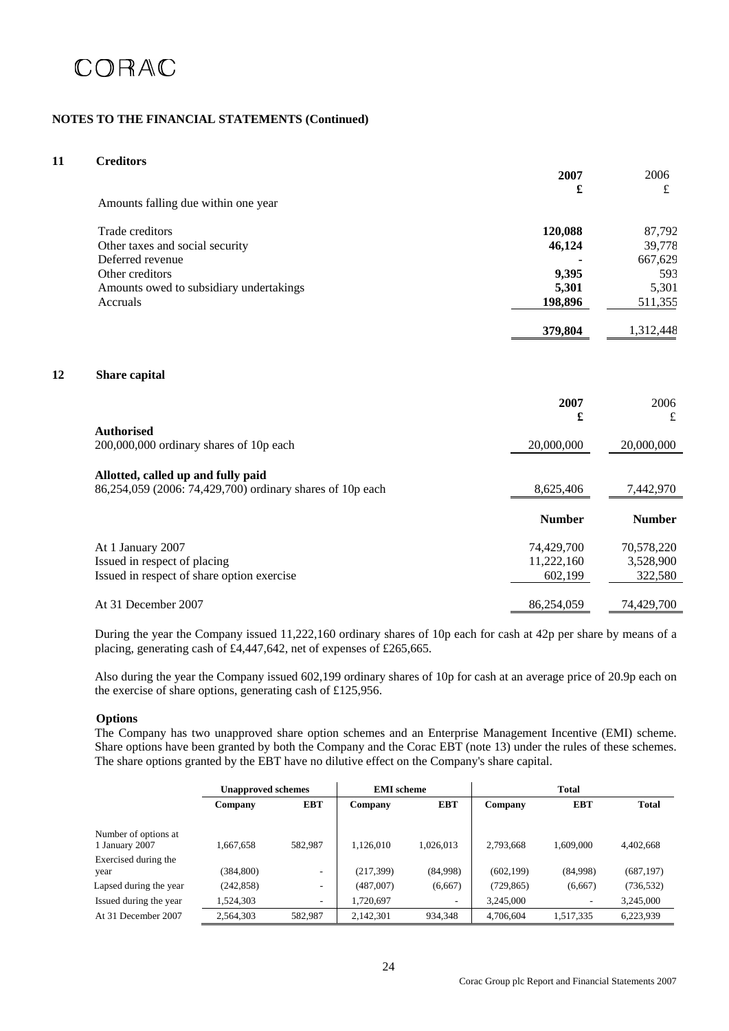CORAC

## NOTES TO THE FINANCIAL STATEMENTS (Continued)

### 11 Creditors

| | 2007 £ | 2006 £ |
|---|---|---|
| Amounts falling due within one year | | |
| Trade creditors | **120,088** | 87,792 |
| Other taxes and social security | **46,124** | 39,778 |
| Deferred revenue | **-** | 667,629 |
| Other creditors | **9,395** | 593 |
| Amounts owed to subsidiary undertakings | **5,301** | 5,301 |
| Accruals | **198,896** | 511,355 |
| | **379,804** | 1,312,448 |

### 12 Share capital

| | 2007 £ | 2006 £ |
|---|---|---|
| **Authorised** | | |
| 200,000,000 ordinary shares of 10p each | 20,000,000 | 20,000,000 |
| **Allotted, called up and fully paid** | | |
| 86,254,059 (2006: 74,429,700) ordinary shares of 10p each | 8,625,406 | 7,442,970 |

| | **Number** | **Number** |
|---|---|---|
| At 1 January 2007 | 74,429,700 | 70,578,220 |
| Issued in respect of placing | 11,222,160 | 3,528,900 |
| Issued in respect of share option exercise | 602,199 | 322,580 |
| At 31 December 2007 | 86,254,059 | 74,429,700 |

During the year the Company issued 11,222,160 ordinary shares of 10p each for cash at 42p per share by means of a placing, generating cash of £4,447,642, net of expenses of £265,665.

Also during the year the Company issued 602,199 ordinary shares of 10p for cash at an average price of 20.9p each on the exercise of share options, generating cash of £125,956.

**Options**

The Company has two unapproved share option schemes and an Enterprise Management Incentive (EMI) scheme. Share options have been granted by both the Company and the Corac EBT (note 13) under the rules of these schemes. The share options granted by the EBT have no dilutive effect on the Company's share capital.

| | Unapproved schemes | | EMI scheme | | Total | | |
|---|---|---|---|---|---|---|---|
| | Company | EBT | Company | EBT | Company | EBT | Total |
| Number of options at 1 January 2007 | 1,667,658 | 582,987 | 1,126,010 | 1,026,013 | 2,793,668 | 1,609,000 | 4,402,668 |
| Exercised during the year | (384,800) | - | (217,399) | (84,998) | (602,199) | (84,998) | (687,197) |
| Lapsed during the year | (242,858) | - | (487,007) | (6,667) | (729,865) | (6,667) | (736,532) |
| Issued during the year | 1,524,303 | - | 1,720,697 | - | 3,245,000 | - | 3,245,000 |
| At 31 December 2007 | 2,564,303 | 582,987 | 2,142,301 | 934,348 | 4,706,604 | 1,517,335 | 6,223,939 |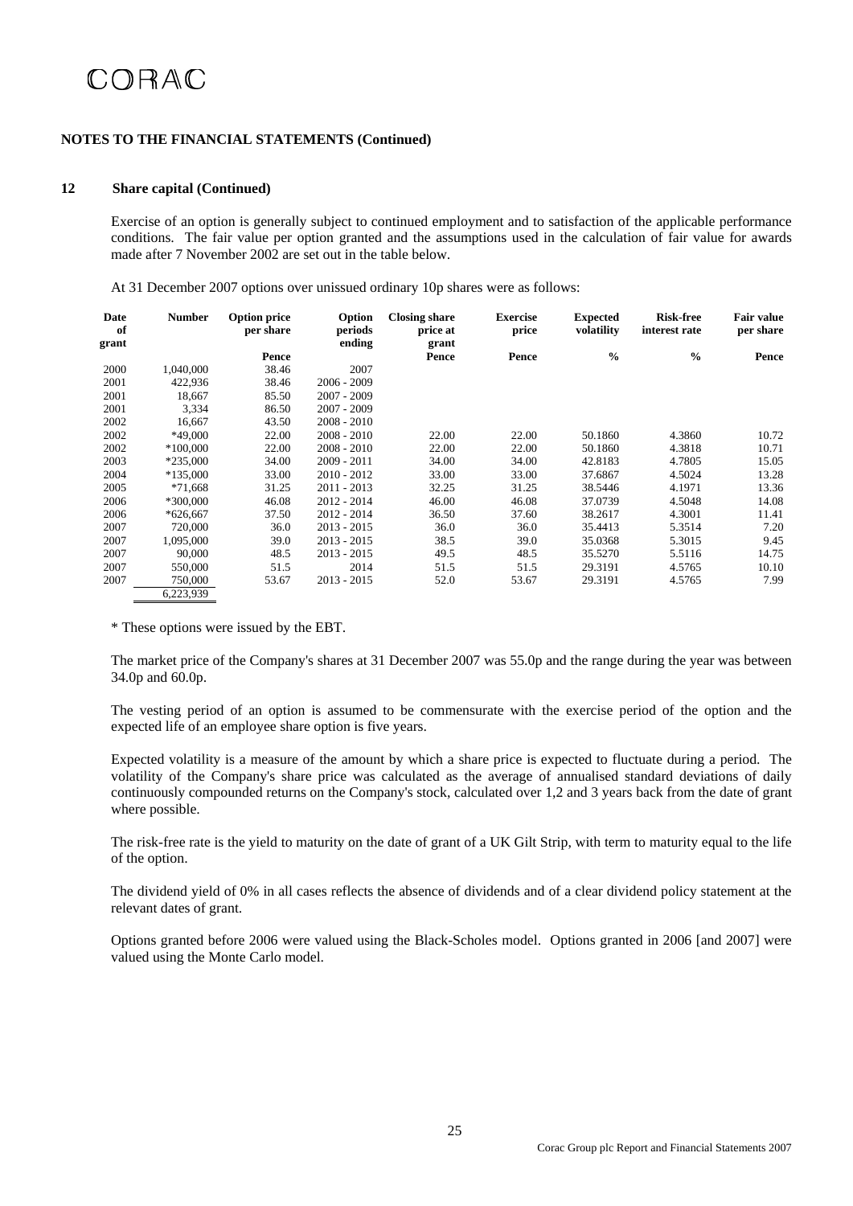CORAC

**NOTES TO THE FINANCIAL STATEMENTS (Continued)**

## 12 Share capital (Continued)

Exercise of an option is generally subject to continued employment and to satisfaction of the applicable performance conditions. The fair value per option granted and the assumptions used in the calculation of fair value for awards made after 7 November 2002 are set out in the table below.

At 31 December 2007 options over unissued ordinary 10p shares were as follows:

| Date of grant | Number | Option price per share | Option periods ending | Closing share price at grant | Exercise price | Expected volatility | Risk-free interest rate | Fair value per share |
|---|---|---|---|---|---|---|---|---|
| | | Pence | | Pence | Pence | % | % | Pence |
| 2000 | 1,040,000 | 38.46 | 2007 | | | | | |
| 2001 | 422,936 | 38.46 | 2006 - 2009 | | | | | |
| 2001 | 18,667 | 85.50 | 2007 - 2009 | | | | | |
| 2001 | 3,334 | 86.50 | 2007 - 2009 | | | | | |
| 2002 | 16,667 | 43.50 | 2008 - 2010 | | | | | |
| 2002 | *49,000 | 22.00 | 2008 - 2010 | 22.00 | 22.00 | 50.1860 | 4.3860 | 10.72 |
| 2002 | *100,000 | 22.00 | 2008 - 2010 | 22.00 | 22.00 | 50.1860 | 4.3818 | 10.71 |
| 2003 | *235,000 | 34.00 | 2009 - 2011 | 34.00 | 34.00 | 42.8183 | 4.7805 | 15.05 |
| 2004 | *135,000 | 33.00 | 2010 - 2012 | 33.00 | 33.00 | 37.6867 | 4.5024 | 13.28 |
| 2005 | *71,668 | 31.25 | 2011 - 2013 | 32.25 | 31.25 | 38.5446 | 4.1971 | 13.36 |
| 2006 | *300,000 | 46.08 | 2012 - 2014 | 46.00 | 46.08 | 37.0739 | 4.5048 | 14.08 |
| 2006 | *626,667 | 37.50 | 2012 - 2014 | 36.50 | 37.60 | 38.2617 | 4.3001 | 11.41 |
| 2007 | 720,000 | 36.0 | 2013 - 2015 | 36.0 | 36.0 | 35.4413 | 5.3514 | 7.20 |
| 2007 | 1,095,000 | 39.0 | 2013 - 2015 | 38.5 | 39.0 | 35.0368 | 5.3015 | 9.45 |
| 2007 | 90,000 | 48.5 | 2013 - 2015 | 49.5 | 48.5 | 35.5270 | 5.5116 | 14.75 |
| 2007 | 550,000 | 51.5 | 2014 | 51.5 | 51.5 | 29.3191 | 4.5765 | 10.10 |
| 2007 | 750,000 | 53.67 | 2013 - 2015 | 52.0 | 53.67 | 29.3191 | 4.5765 | 7.99 |
| | 6,223,939 | | | | | | | |

\* These options were issued by the EBT.

The market price of the Company's shares at 31 December 2007 was 55.0p and the range during the year was between 34.0p and 60.0p.

The vesting period of an option is assumed to be commensurate with the exercise period of the option and the expected life of an employee share option is five years.

Expected volatility is a measure of the amount by which a share price is expected to fluctuate during a period. The volatility of the Company's share price was calculated as the average of annualised standard deviations of daily continuously compounded returns on the Company's stock, calculated over 1,2 and 3 years back from the date of grant where possible.

The risk-free rate is the yield to maturity on the date of grant of a UK Gilt Strip, with term to maturity equal to the life of the option.

The dividend yield of 0% in all cases reflects the absence of dividends and of a clear dividend policy statement at the relevant dates of grant.

Options granted before 2006 were valued using the Black-Scholes model. Options granted in 2006 [and 2007] were valued using the Monte Carlo model.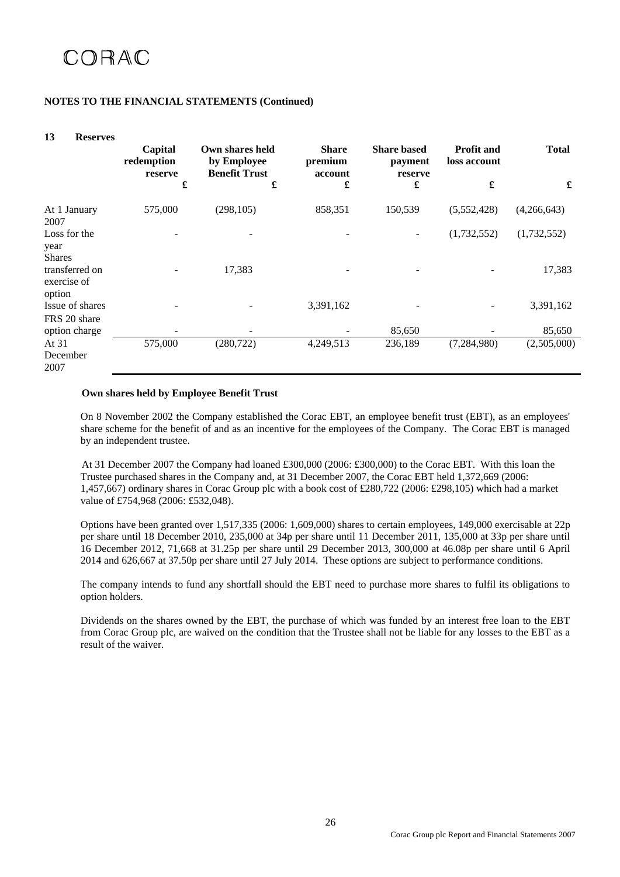CORAC

**NOTES TO THE FINANCIAL STATEMENTS (Continued)**

## 13 Reserves

| | Capital redemption reserve | Own shares held by Employee Benefit Trust | Share premium account | Share based payment reserve | Profit and loss account | Total |
|---|---|---|---|---|---|---|
| | £ | £ | £ | £ | £ | £ |
| At 1 January 2007 | 575,000 | (298,105) | 858,351 | 150,539 | (5,552,428) | (4,266,643) |
| Loss for the year | - | - | - | - | (1,732,552) | (1,732,552) |
| Shares transferred on exercise of option | - | 17,383 | - | - | - | 17,383 |
| Issue of shares | - | - | 3,391,162 | - | - | 3,391,162 |
| FRS 20 share option charge | - | - | - | 85,650 | - | 85,650 |
| At 31 December 2007 | 575,000 | (280,722) | 4,249,513 | 236,189 | (7,284,980) | (2,505,000) |

**Own shares held by Employee Benefit Trust**

On 8 November 2002 the Company established the Corac EBT, an employee benefit trust (EBT), as an employees' share scheme for the benefit of and as an incentive for the employees of the Company. The Corac EBT is managed by an independent trustee.

At 31 December 2007 the Company had loaned £300,000 (2006: £300,000) to the Corac EBT. With this loan the Trustee purchased shares in the Company and, at 31 December 2007, the Corac EBT held 1,372,669 (2006: 1,457,667) ordinary shares in Corac Group plc with a book cost of £280,722 (2006: £298,105) which had a market value of £754,968 (2006: £532,048).

Options have been granted over 1,517,335 (2006: 1,609,000) shares to certain employees, 149,000 exercisable at 22p per share until 18 December 2010, 235,000 at 34p per share until 11 December 2011, 135,000 at 33p per share until 16 December 2012, 71,668 at 31.25p per share until 29 December 2013, 300,000 at 46.08p per share until 6 April 2014 and 626,667 at 37.50p per share until 27 July 2014. These options are subject to performance conditions.

The company intends to fund any shortfall should the EBT need to purchase more shares to fulfil its obligations to option holders.

Dividends on the shares owned by the EBT, the purchase of which was funded by an interest free loan to the EBT from Corac Group plc, are waived on the condition that the Trustee shall not be liable for any losses to the EBT as a result of the waiver.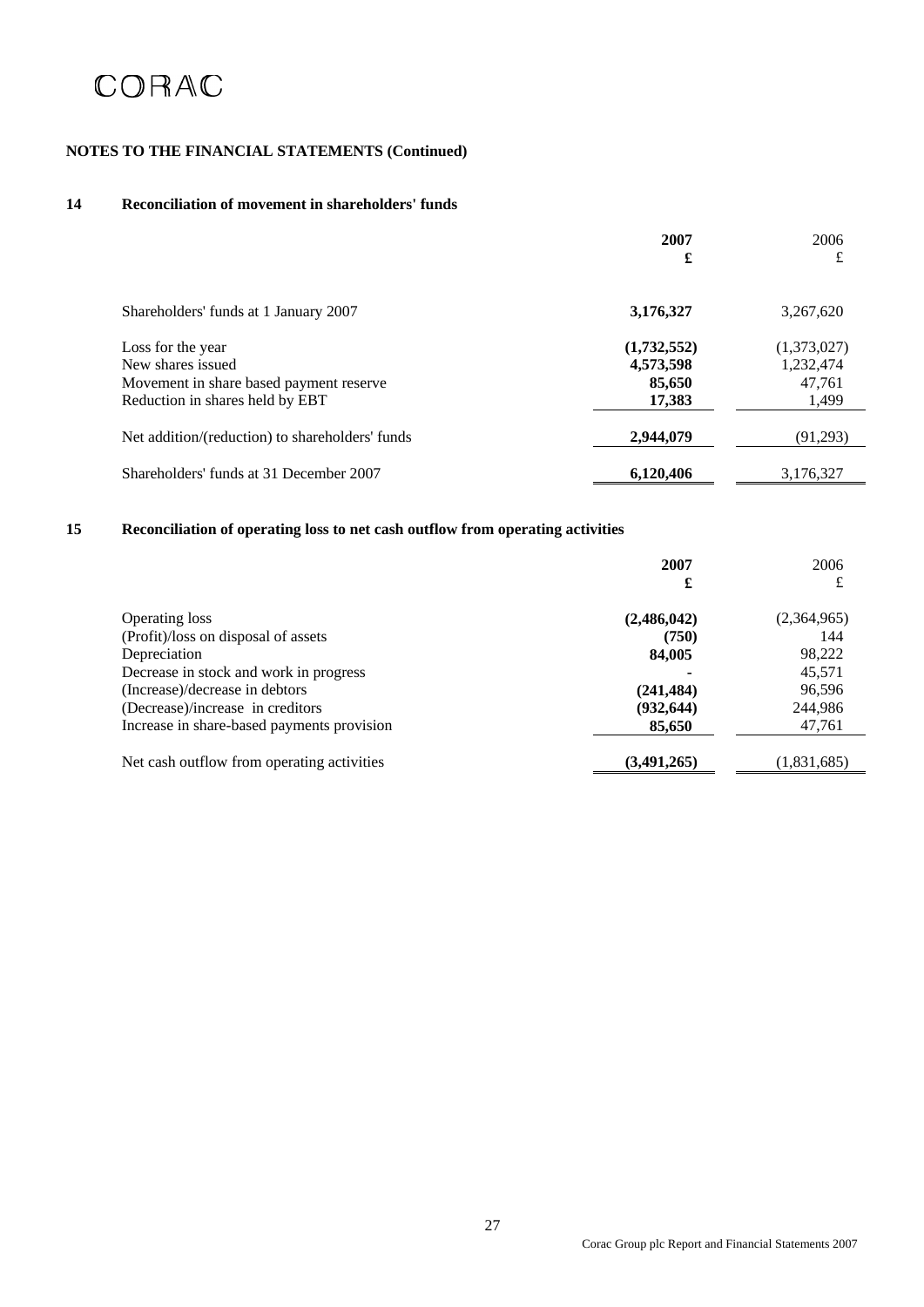CORAC

**NOTES TO THE FINANCIAL STATEMENTS (Continued)**

## 14 Reconciliation of movement in shareholders' funds

| | **2007** | 2006 |
|---|---|---|
| | **£** | £ |
| Shareholders' funds at 1 January 2007 | **3,176,327** | 3,267,620 |
| Loss for the year | **(1,732,552)** | (1,373,027) |
| New shares issued | **4,573,598** | 1,232,474 |
| Movement in share based payment reserve | **85,650** | 47,761 |
| Reduction in shares held by EBT | **17,383** | 1,499 |
| Net addition/(reduction) to shareholders' funds | **2,944,079** | (91,293) |
| Shareholders' funds at 31 December 2007 | **6,120,406** | 3,176,327 |

## 15 Reconciliation of operating loss to net cash outflow from operating activities

| | **2007** | 2006 |
|---|---|---|
| | **£** | £ |
| Operating loss | **(2,486,042)** | (2,364,965) |
| (Profit)/loss on disposal of assets | **(750)** | 144 |
| Depreciation | **84,005** | 98,222 |
| Decrease in stock and work in progress | **-** | 45,571 |
| (Increase)/decrease in debtors | **(241,484)** | 96,596 |
| (Decrease)/increase in creditors | **(932,644)** | 244,986 |
| Increase in share-based payments provision | **85,650** | 47,761 |
| Net cash outflow from operating activities | **(3,491,265)** | (1,831,685) |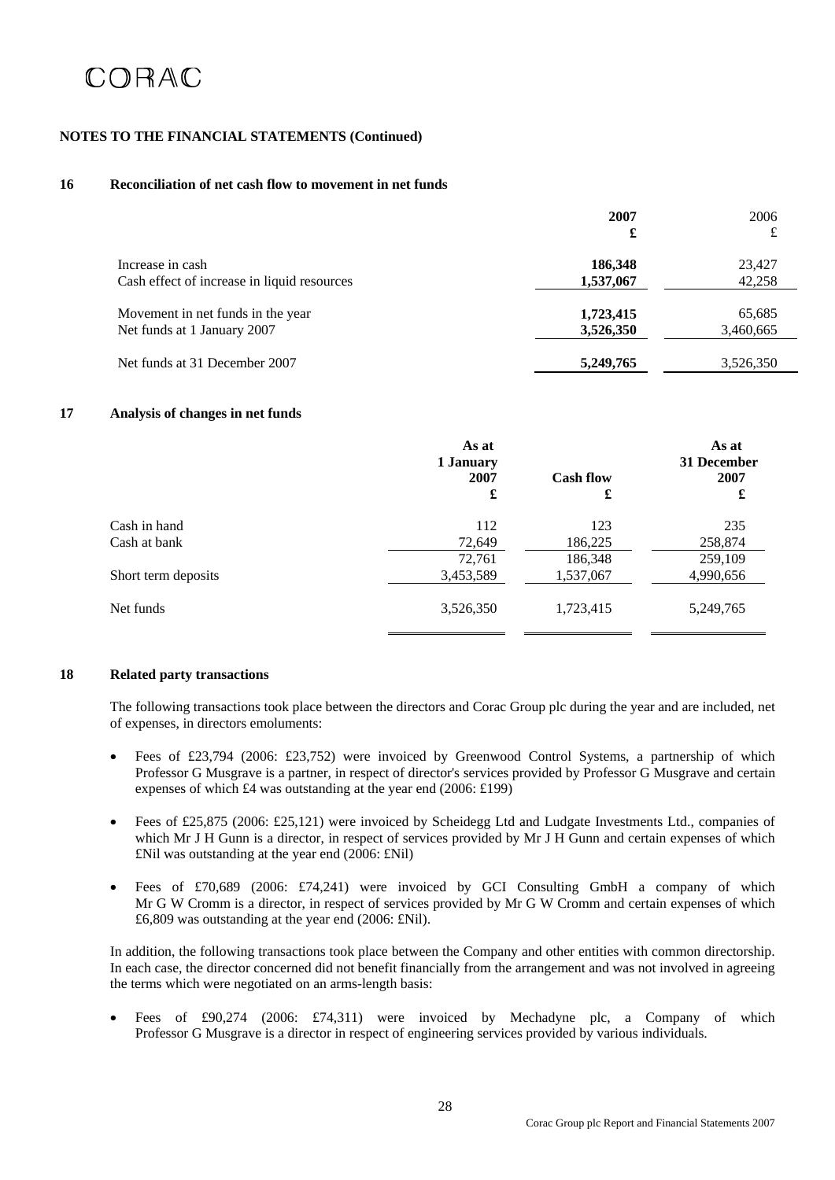CORAC

**NOTES TO THE FINANCIAL STATEMENTS (Continued)**

## 16 Reconciliation of net cash flow to movement in net funds

| | **2007** | 2006 |
|---|---|---|
| | **£** | £ |
| Increase in cash | **186,348** | 23,427 |
| Cash effect of increase in liquid resources | **1,537,067** | 42,258 |
| Movement in net funds in the year | **1,723,415** | 65,685 |
| Net funds at 1 January 2007 | **3,526,350** | 3,460,665 |
| Net funds at 31 December 2007 | **5,249,765** | 3,526,350 |

## 17 Analysis of changes in net funds

| | **As at 1 January 2007** | **Cash flow** | **As at 31 December 2007** |
|---|---|---|---|
| | **£** | **£** | **£** |
| Cash in hand | 112 | 123 | 235 |
| Cash at bank | 72,649 | 186,225 | 258,874 |
| | 72,761 | 186,348 | 259,109 |
| Short term deposits | 3,453,589 | 1,537,067 | 4,990,656 |
| Net funds | 3,526,350 | 1,723,415 | 5,249,765 |

## 18 Related party transactions

The following transactions took place between the directors and Corac Group plc during the year and are included, net of expenses, in directors emoluments:

- Fees of £23,794 (2006: £23,752) were invoiced by Greenwood Control Systems, a partnership of which Professor G Musgrave is a partner, in respect of director's services provided by Professor G Musgrave and certain expenses of which £4 was outstanding at the year end (2006: £199)
- Fees of £25,875 (2006: £25,121) were invoiced by Scheidegg Ltd and Ludgate Investments Ltd., companies of which Mr J H Gunn is a director, in respect of services provided by Mr J H Gunn and certain expenses of which £Nil was outstanding at the year end (2006: £Nil)
- Fees of £70,689 (2006: £74,241) were invoiced by GCI Consulting GmbH a company of which Mr G W Cromm is a director, in respect of services provided by Mr G W Cromm and certain expenses of which £6,809 was outstanding at the year end (2006: £Nil).

In addition, the following transactions took place between the Company and other entities with common directorship. In each case, the director concerned did not benefit financially from the arrangement and was not involved in agreeing the terms which were negotiated on an arms-length basis:

- Fees of £90,274 (2006: £74,311) were invoiced by Mechadyne plc, a Company of which Professor G Musgrave is a director in respect of engineering services provided by various individuals.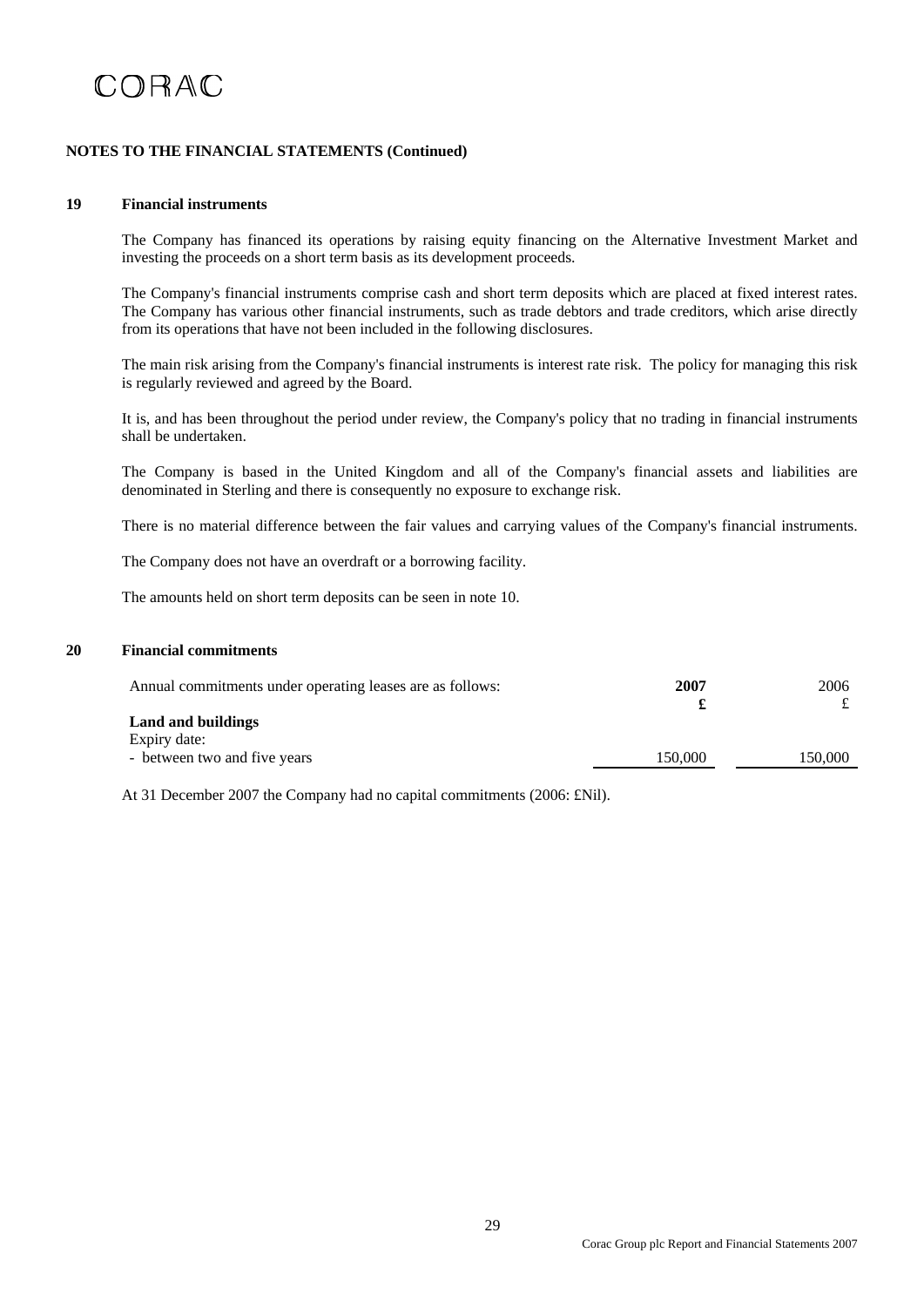CORAC

**NOTES TO THE FINANCIAL STATEMENTS (Continued)**

## 19 Financial instruments

The Company has financed its operations by raising equity financing on the Alternative Investment Market and investing the proceeds on a short term basis as its development proceeds.

The Company's financial instruments comprise cash and short term deposits which are placed at fixed interest rates. The Company has various other financial instruments, such as trade debtors and trade creditors, which arise directly from its operations that have not been included in the following disclosures.

The main risk arising from the Company's financial instruments is interest rate risk. The policy for managing this risk is regularly reviewed and agreed by the Board.

It is, and has been throughout the period under review, the Company's policy that no trading in financial instruments shall be undertaken.

The Company is based in the United Kingdom and all of the Company's financial assets and liabilities are denominated in Sterling and there is consequently no exposure to exchange risk.

There is no material difference between the fair values and carrying values of the Company's financial instruments.

The Company does not have an overdraft or a borrowing facility.

The amounts held on short term deposits can be seen in note 10.

## 20 Financial commitments

| Annual commitments under operating leases are as follows: | **2007** | 2006 |
|---|---|---|
| | **£** | £ |
| **Land and buildings** | | |
| Expiry date: | | |
| - between two and five years | 150,000 | 150,000 |

At 31 December 2007 the Company had no capital commitments (2006: £Nil).